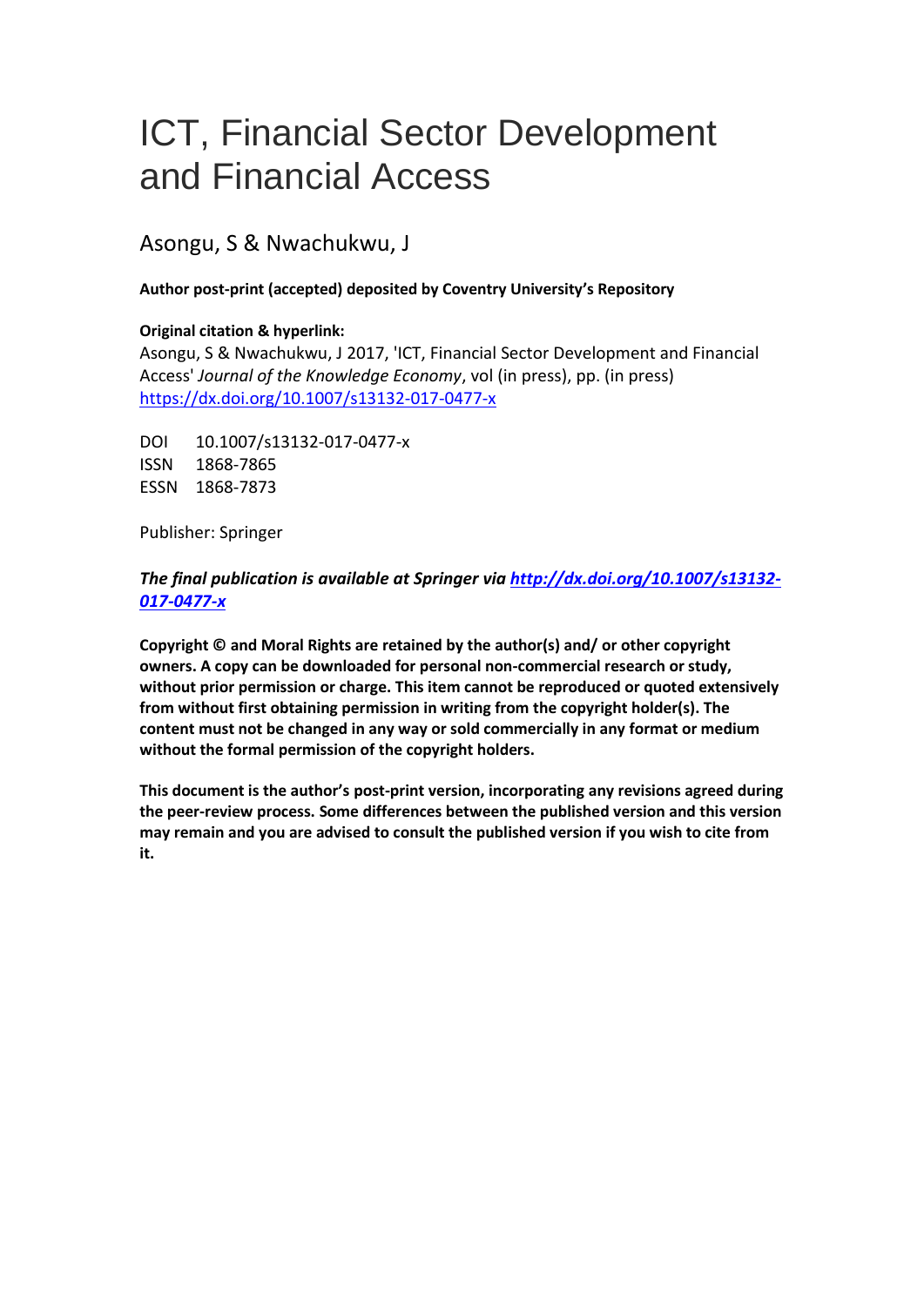# ICT, Financial Sector Development and Financial Access

Asongu, S & Nwachukwu, J

**Author post-print (accepted) deposited by Coventry University's Repository**

**Original citation & hyperlink:**

Asongu, S & Nwachukwu, J 2017, 'ICT, Financial Sector Development and Financial Access' *Journal of the Knowledge Economy*, vol (in press), pp. (in press) https://dx.doi.org/10.1007/s13132-017-0477-x

DOI 10.1007/s13132-017-0477-x
ISSN 1868-7865
ESSN 1868-7873

Publisher: Springer

***The final publication is available at Springer via http://dx.doi.org/10.1007/s13132-017-0477-x***

**Copyright © and Moral Rights are retained by the author(s) and/ or other copyright owners. A copy can be downloaded for personal non-commercial research or study, without prior permission or charge. This item cannot be reproduced or quoted extensively from without first obtaining permission in writing from the copyright holder(s). The content must not be changed in any way or sold commercially in any format or medium without the formal permission of the copyright holders.**

**This document is the author's post-print version, incorporating any revisions agreed during the peer-review process. Some differences between the published version and this version may remain and you are advised to consult the published version if you wish to cite from it.**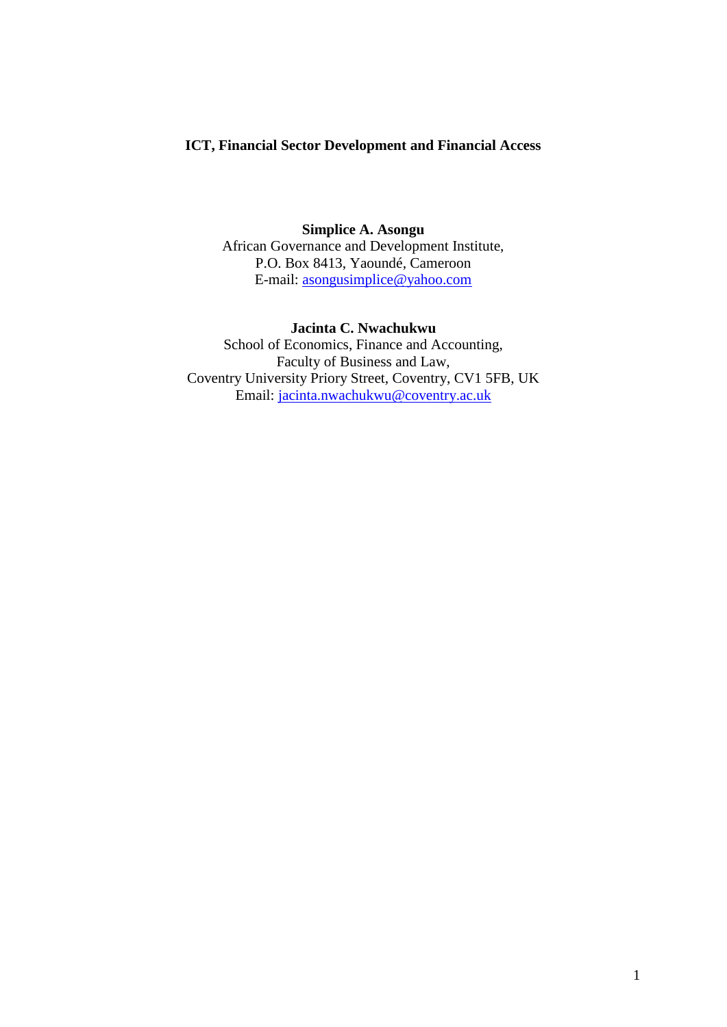**ICT, Financial Sector Development and Financial Access**

**Simplice A. Asongu**
African Governance and Development Institute,
P.O. Box 8413, Yaoundé, Cameroon
E-mail: asongusimplice@yahoo.com

**Jacinta C. Nwachukwu**
School of Economics, Finance and Accounting,
Faculty of Business and Law,
Coventry University Priory Street, Coventry, CV1 5FB, UK
Email: jacinta.nwachukwu@coventry.ac.uk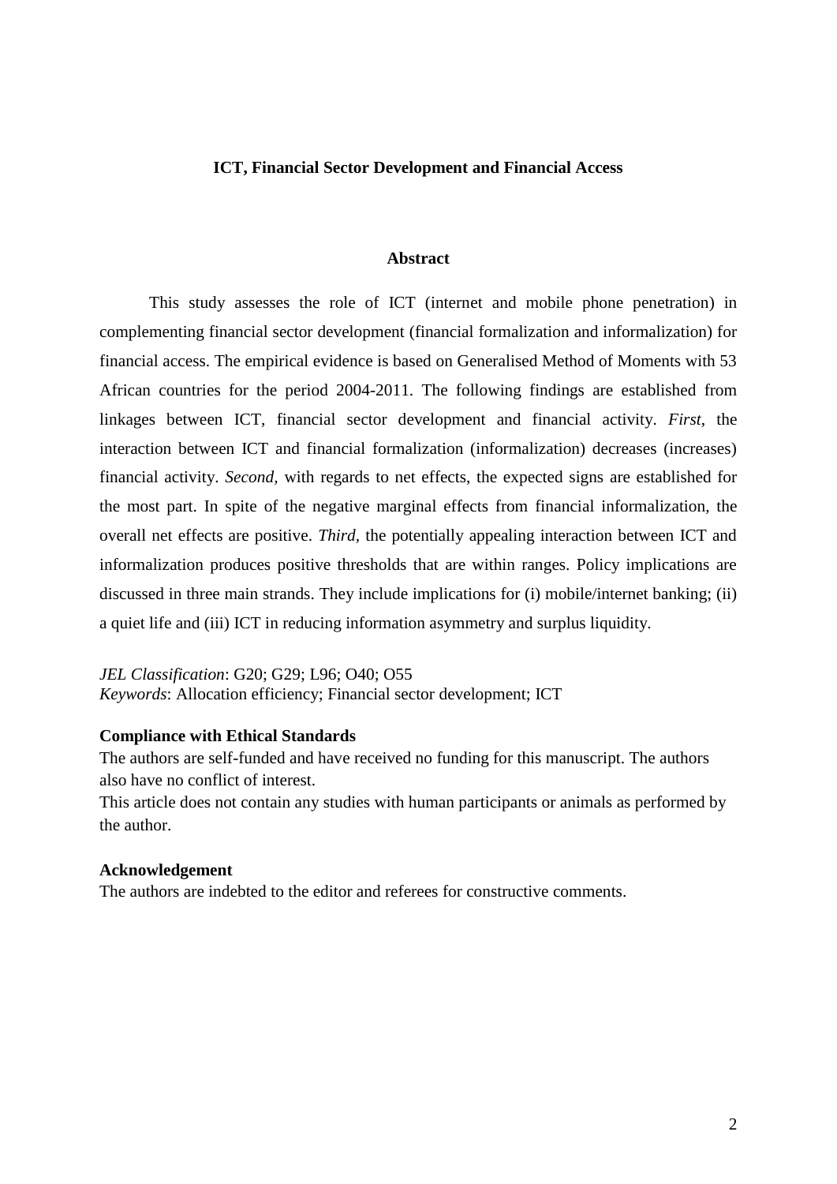# ICT, Financial Sector Development and Financial Access

## Abstract

This study assesses the role of ICT (internet and mobile phone penetration) in complementing financial sector development (financial formalization and informalization) for financial access. The empirical evidence is based on Generalised Method of Moments with 53 African countries for the period 2004-2011. The following findings are established from linkages between ICT, financial sector development and financial activity. *First*, the interaction between ICT and financial formalization (informalization) decreases (increases) financial activity. *Second*, with regards to net effects, the expected signs are established for the most part. In spite of the negative marginal effects from financial informalization, the overall net effects are positive. *Third*, the potentially appealing interaction between ICT and informalization produces positive thresholds that are within ranges. Policy implications are discussed in three main strands. They include implications for (i) mobile/internet banking; (ii) a quiet life and (iii) ICT in reducing information asymmetry and surplus liquidity.

*JEL Classification*: G20; G29; L96; O40; O55
*Keywords*: Allocation efficiency; Financial sector development; ICT

**Compliance with Ethical Standards**
The authors are self-funded and have received no funding for this manuscript. The authors also have no conflict of interest.
This article does not contain any studies with human participants or animals as performed by the author.

**Acknowledgement**
The authors are indebted to the editor and referees for constructive comments.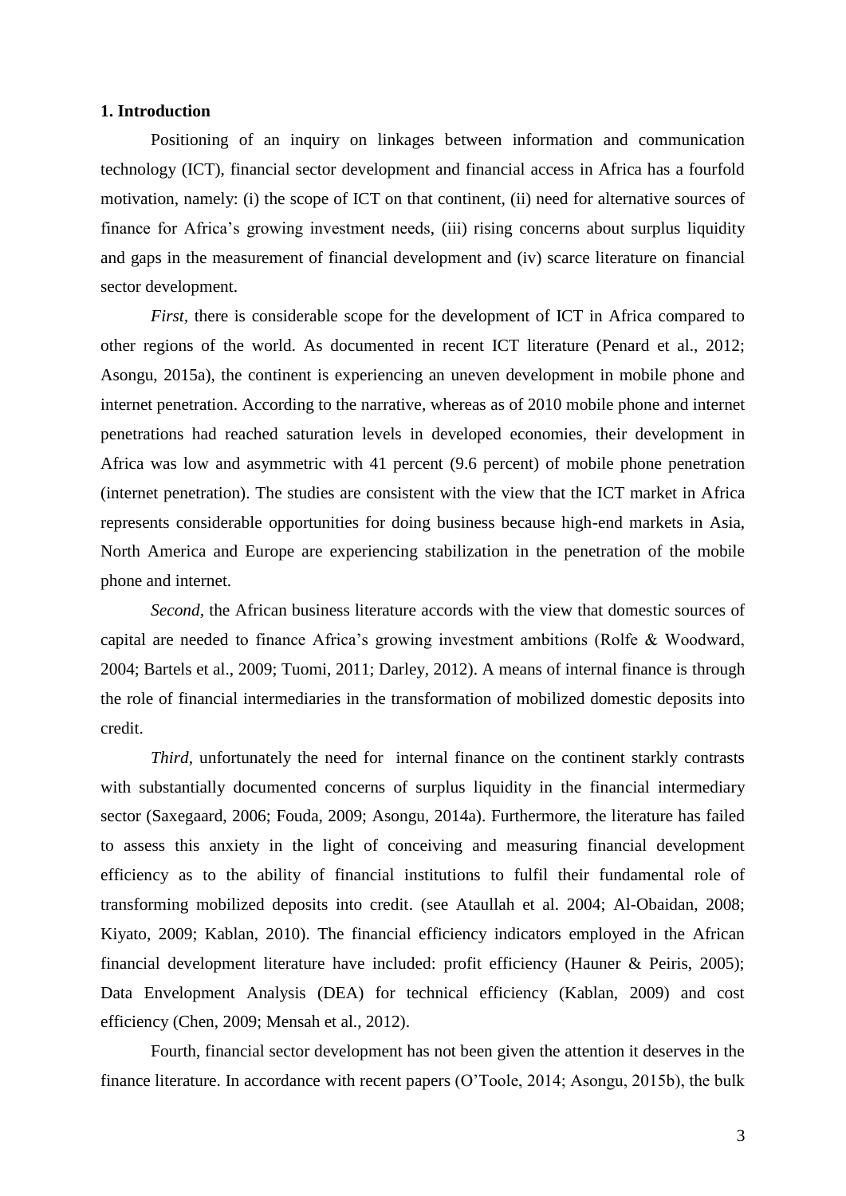## 1. Introduction

Positioning of an inquiry on linkages between information and communication technology (ICT), financial sector development and financial access in Africa has a fourfold motivation, namely: (i) the scope of ICT on that continent, (ii) need for alternative sources of finance for Africa's growing investment needs, (iii) rising concerns about surplus liquidity and gaps in the measurement of financial development and (iv) scarce literature on financial sector development.

*First,* there is considerable scope for the development of ICT in Africa compared to other regions of the world. As documented in recent ICT literature (Penard et al., 2012; Asongu, 2015a), the continent is experiencing an uneven development in mobile phone and internet penetration. According to the narrative, whereas as of 2010 mobile phone and internet penetrations had reached saturation levels in developed economies, their development in Africa was low and asymmetric with 41 percent (9.6 percent) of mobile phone penetration (internet penetration). The studies are consistent with the view that the ICT market in Africa represents considerable opportunities for doing business because high-end markets in Asia, North America and Europe are experiencing stabilization in the penetration of the mobile phone and internet.

*Second*, the African business literature accords with the view that domestic sources of capital are needed to finance Africa's growing investment ambitions (Rolfe & Woodward, 2004; Bartels et al., 2009; Tuomi, 2011; Darley, 2012). A means of internal finance is through the role of financial intermediaries in the transformation of mobilized domestic deposits into credit.

*Third,* unfortunately the need for internal finance on the continent starkly contrasts with substantially documented concerns of surplus liquidity in the financial intermediary sector (Saxegaard, 2006; Fouda, 2009; Asongu, 2014a). Furthermore, the literature has failed to assess this anxiety in the light of conceiving and measuring financial development efficiency as to the ability of financial institutions to fulfil their fundamental role of transforming mobilized deposits into credit. (see Ataullah et al. 2004; Al-Obaidan, 2008; Kiyato, 2009; Kablan, 2010). The financial efficiency indicators employed in the African financial development literature have included: profit efficiency (Hauner & Peiris, 2005); Data Envelopment Analysis (DEA) for technical efficiency (Kablan, 2009) and cost efficiency (Chen, 2009; Mensah et al., 2012).

Fourth, financial sector development has not been given the attention it deserves in the finance literature. In accordance with recent papers (O'Toole, 2014; Asongu, 2015b), the bulk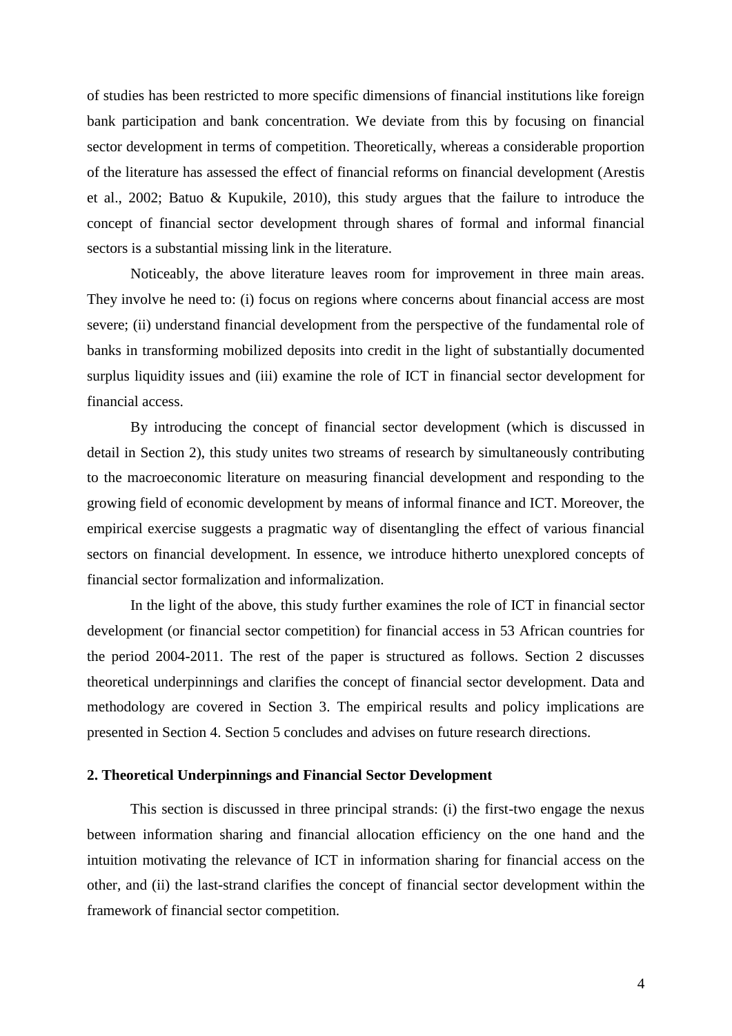of studies has been restricted to more specific dimensions of financial institutions like foreign bank participation and bank concentration. We deviate from this by focusing on financial sector development in terms of competition. Theoretically, whereas a considerable proportion of the literature has assessed the effect of financial reforms on financial development (Arestis et al., 2002; Batuo & Kupukile, 2010), this study argues that the failure to introduce the concept of financial sector development through shares of formal and informal financial sectors is a substantial missing link in the literature.

Noticeably, the above literature leaves room for improvement in three main areas. They involve he need to: (i) focus on regions where concerns about financial access are most severe; (ii) understand financial development from the perspective of the fundamental role of banks in transforming mobilized deposits into credit in the light of substantially documented surplus liquidity issues and (iii) examine the role of ICT in financial sector development for financial access.

By introducing the concept of financial sector development (which is discussed in detail in Section 2), this study unites two streams of research by simultaneously contributing to the macroeconomic literature on measuring financial development and responding to the growing field of economic development by means of informal finance and ICT. Moreover, the empirical exercise suggests a pragmatic way of disentangling the effect of various financial sectors on financial development. In essence, we introduce hitherto unexplored concepts of financial sector formalization and informalization.

In the light of the above, this study further examines the role of ICT in financial sector development (or financial sector competition) for financial access in 53 African countries for the period 2004-2011. The rest of the paper is structured as follows. Section 2 discusses theoretical underpinnings and clarifies the concept of financial sector development. Data and methodology are covered in Section 3. The empirical results and policy implications are presented in Section 4. Section 5 concludes and advises on future research directions.

## 2. Theoretical Underpinnings and Financial Sector Development

This section is discussed in three principal strands: (i) the first-two engage the nexus between information sharing and financial allocation efficiency on the one hand and the intuition motivating the relevance of ICT in information sharing for financial access on the other, and (ii) the last-strand clarifies the concept of financial sector development within the framework of financial sector competition.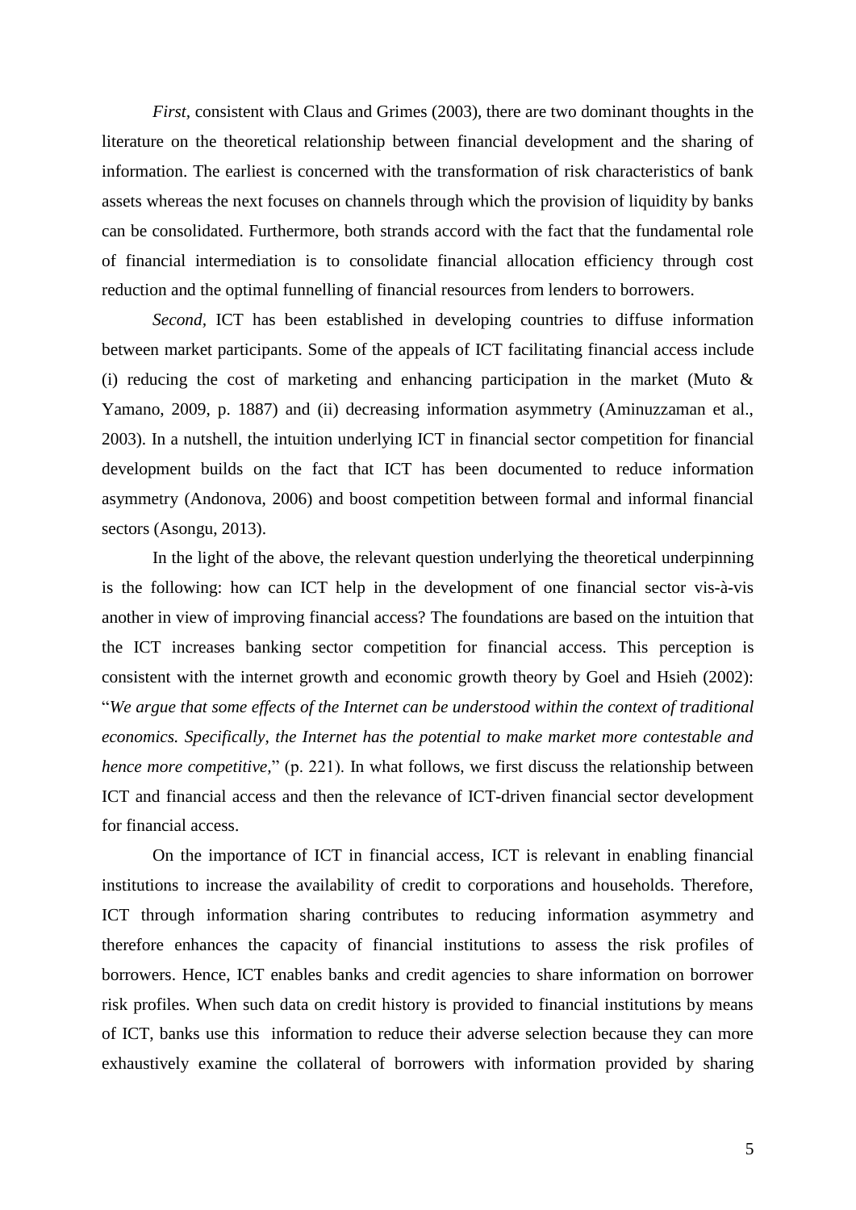*First*, consistent with Claus and Grimes (2003), there are two dominant thoughts in the literature on the theoretical relationship between financial development and the sharing of information. The earliest is concerned with the transformation of risk characteristics of bank assets whereas the next focuses on channels through which the provision of liquidity by banks can be consolidated. Furthermore, both strands accord with the fact that the fundamental role of financial intermediation is to consolidate financial allocation efficiency through cost reduction and the optimal funnelling of financial resources from lenders to borrowers.

*Second*, ICT has been established in developing countries to diffuse information between market participants. Some of the appeals of ICT facilitating financial access include (i) reducing the cost of marketing and enhancing participation in the market (Muto & Yamano, 2009, p. 1887) and (ii) decreasing information asymmetry (Aminuzzaman et al., 2003). In a nutshell, the intuition underlying ICT in financial sector competition for financial development builds on the fact that ICT has been documented to reduce information asymmetry (Andonova, 2006) and boost competition between formal and informal financial sectors (Asongu, 2013).

In the light of the above, the relevant question underlying the theoretical underpinning is the following: how can ICT help in the development of one financial sector vis-à-vis another in view of improving financial access? The foundations are based on the intuition that the ICT increases banking sector competition for financial access. This perception is consistent with the internet growth and economic growth theory by Goel and Hsieh (2002): "*We argue that some effects of the Internet can be understood within the context of traditional economics. Specifically, the Internet has the potential to make market more contestable and hence more competitive*," (p. 221). In what follows, we first discuss the relationship between ICT and financial access and then the relevance of ICT-driven financial sector development for financial access.

On the importance of ICT in financial access, ICT is relevant in enabling financial institutions to increase the availability of credit to corporations and households. Therefore, ICT through information sharing contributes to reducing information asymmetry and therefore enhances the capacity of financial institutions to assess the risk profiles of borrowers. Hence, ICT enables banks and credit agencies to share information on borrower risk profiles. When such data on credit history is provided to financial institutions by means of ICT, banks use this information to reduce their adverse selection because they can more exhaustively examine the collateral of borrowers with information provided by sharing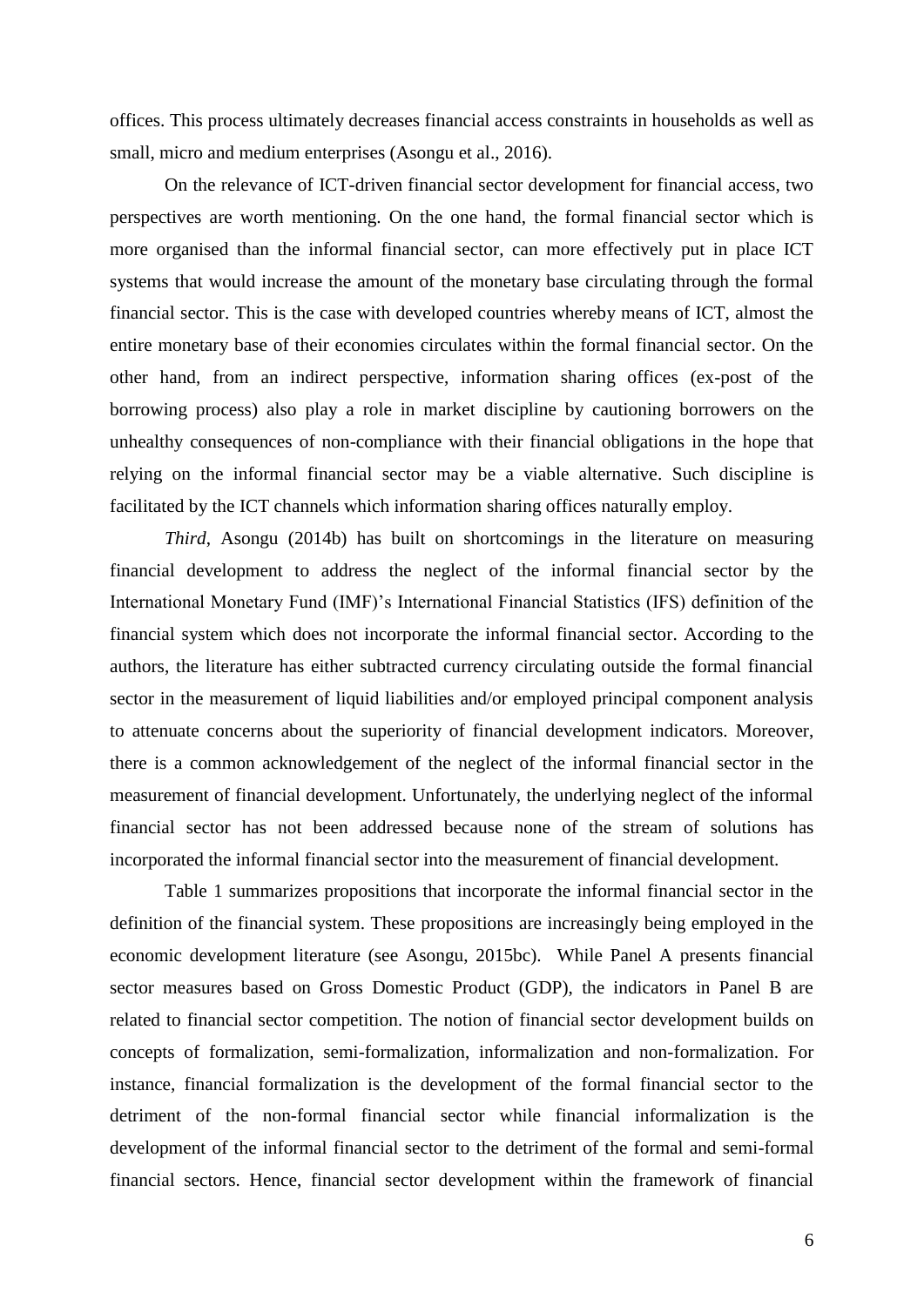offices. This process ultimately decreases financial access constraints in households as well as small, micro and medium enterprises (Asongu et al., 2016).

On the relevance of ICT-driven financial sector development for financial access, two perspectives are worth mentioning. On the one hand, the formal financial sector which is more organised than the informal financial sector, can more effectively put in place ICT systems that would increase the amount of the monetary base circulating through the formal financial sector. This is the case with developed countries whereby means of ICT, almost the entire monetary base of their economies circulates within the formal financial sector. On the other hand, from an indirect perspective, information sharing offices (ex-post of the borrowing process) also play a role in market discipline by cautioning borrowers on the unhealthy consequences of non-compliance with their financial obligations in the hope that relying on the informal financial sector may be a viable alternative. Such discipline is facilitated by the ICT channels which information sharing offices naturally employ.

*Third*, Asongu (2014b) has built on shortcomings in the literature on measuring financial development to address the neglect of the informal financial sector by the International Monetary Fund (IMF)'s International Financial Statistics (IFS) definition of the financial system which does not incorporate the informal financial sector. According to the authors, the literature has either subtracted currency circulating outside the formal financial sector in the measurement of liquid liabilities and/or employed principal component analysis to attenuate concerns about the superiority of financial development indicators. Moreover, there is a common acknowledgement of the neglect of the informal financial sector in the measurement of financial development. Unfortunately, the underlying neglect of the informal financial sector has not been addressed because none of the stream of solutions has incorporated the informal financial sector into the measurement of financial development.

Table 1 summarizes propositions that incorporate the informal financial sector in the definition of the financial system. These propositions are increasingly being employed in the economic development literature (see Asongu, 2015bc). While Panel A presents financial sector measures based on Gross Domestic Product (GDP), the indicators in Panel B are related to financial sector competition. The notion of financial sector development builds on concepts of formalization, semi-formalization, informalization and non-formalization. For instance, financial formalization is the development of the formal financial sector to the detriment of the non-formal financial sector while financial informalization is the development of the informal financial sector to the detriment of the formal and semi-formal financial sectors. Hence, financial sector development within the framework of financial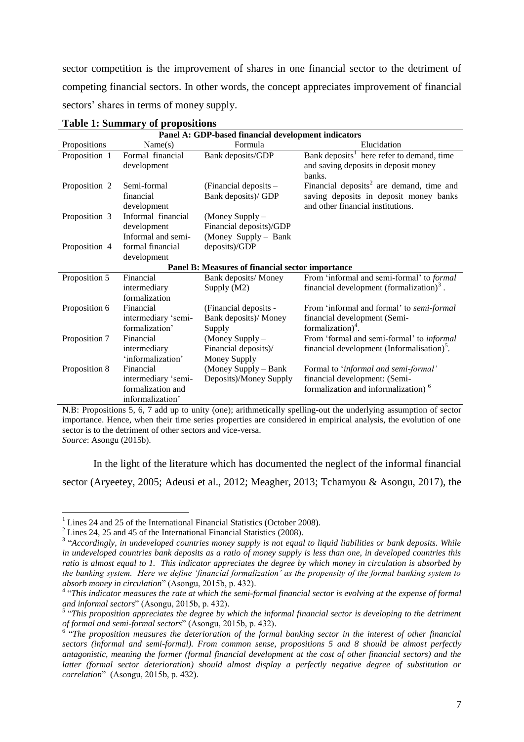sector competition is the improvement of shares in one financial sector to the detriment of competing financial sectors. In other words, the concept appreciates improvement of financial sectors' shares in terms of money supply.

**Table 1: Summary of propositions**

| Propositions | Name(s) | Formula | Elucidation |
|---|---|---|---|
| **Panel A: GDP-based financial development indicators** | | | |
| Proposition 1 | Formal financial development | Bank deposits/GDP | Bank deposits[1] here refer to demand, time and saving deposits in deposit money banks. |
| Proposition 2 | Semi-formal financial development | (Financial deposits – Bank deposits)/ GDP | Financial deposits[2] are demand, time and saving deposits in deposit money banks and other financial institutions. |
| Proposition 3 | Informal financial development | (Money Supply – Financial deposits)/GDP | |
| Proposition 4 | Informal and semi-formal financial development | (Money Supply – Bank deposits)/GDP | |
| **Panel B: Measures of financial sector importance** | | | |
| Proposition 5 | Financial intermediary formalization | Bank deposits/ Money Supply (M2) | From 'informal and semi-formal' to *formal* financial development (formalization)[3]. |
| Proposition 6 | Financial intermediary 'semi-formalization' | (Financial deposits - Bank deposits)/ Money Supply | From 'informal and formal' to *semi-formal* financial development (Semi-formalization)[4]. |
| Proposition 7 | Financial intermediary 'informalization' | (Money Supply – Financial deposits)/ Money Supply | From 'formal and semi-formal' to *informal* financial development (Informalisation)[5]. |
| Proposition 8 | Financial intermediary 'semi-formalization and informalization' | (Money Supply – Bank Deposits)/Money Supply | Formal to '*informal and semi-formal'* financial development: (Semi-formalization and informalization) [6] |

N.B: Propositions 5, 6, 7 add up to unity (one); arithmetically spelling-out the underlying assumption of sector importance. Hence, when their time series properties are considered in empirical analysis, the evolution of one sector is to the detriment of other sectors and vice-versa.
*Source*: Asongu (2015b).

In the light of the literature which has documented the neglect of the informal financial sector (Aryeetey, 2005; Adeusi et al., 2012; Meagher, 2013; Tchamyou & Asongu, 2017), the

---

[1] Lines 24 and 25 of the International Financial Statistics (October 2008).

[2] Lines 24, 25 and 45 of the International Financial Statistics (2008).

[3] "*Accordingly, in undeveloped countries money supply is not equal to liquid liabilities or bank deposits. While in undeveloped countries bank deposits as a ratio of money supply is less than one, in developed countries this ratio is almost equal to 1. This indicator appreciates the degree by which money in circulation is absorbed by the banking system. Here we define 'financial formalization' as the propensity of the formal banking system to absorb money in circulation*" (Asongu, 2015b, p. 432).

[4] "*This indicator measures the rate at which the semi-formal financial sector is evolving at the expense of formal and informal sectors*" (Asongu, 2015b, p. 432).

[5] "*This proposition appreciates the degree by which the informal financial sector is developing to the detriment of formal and semi-formal sectors*" (Asongu, 2015b, p. 432).

[6] "*The proposition measures the deterioration of the formal banking sector in the interest of other financial sectors (informal and semi-formal). From common sense, propositions 5 and 8 should be almost perfectly antagonistic, meaning the former (formal financial development at the cost of other financial sectors) and the latter (formal sector deterioration) should almost display a perfectly negative degree of substitution or correlation*" (Asongu, 2015b, p. 432).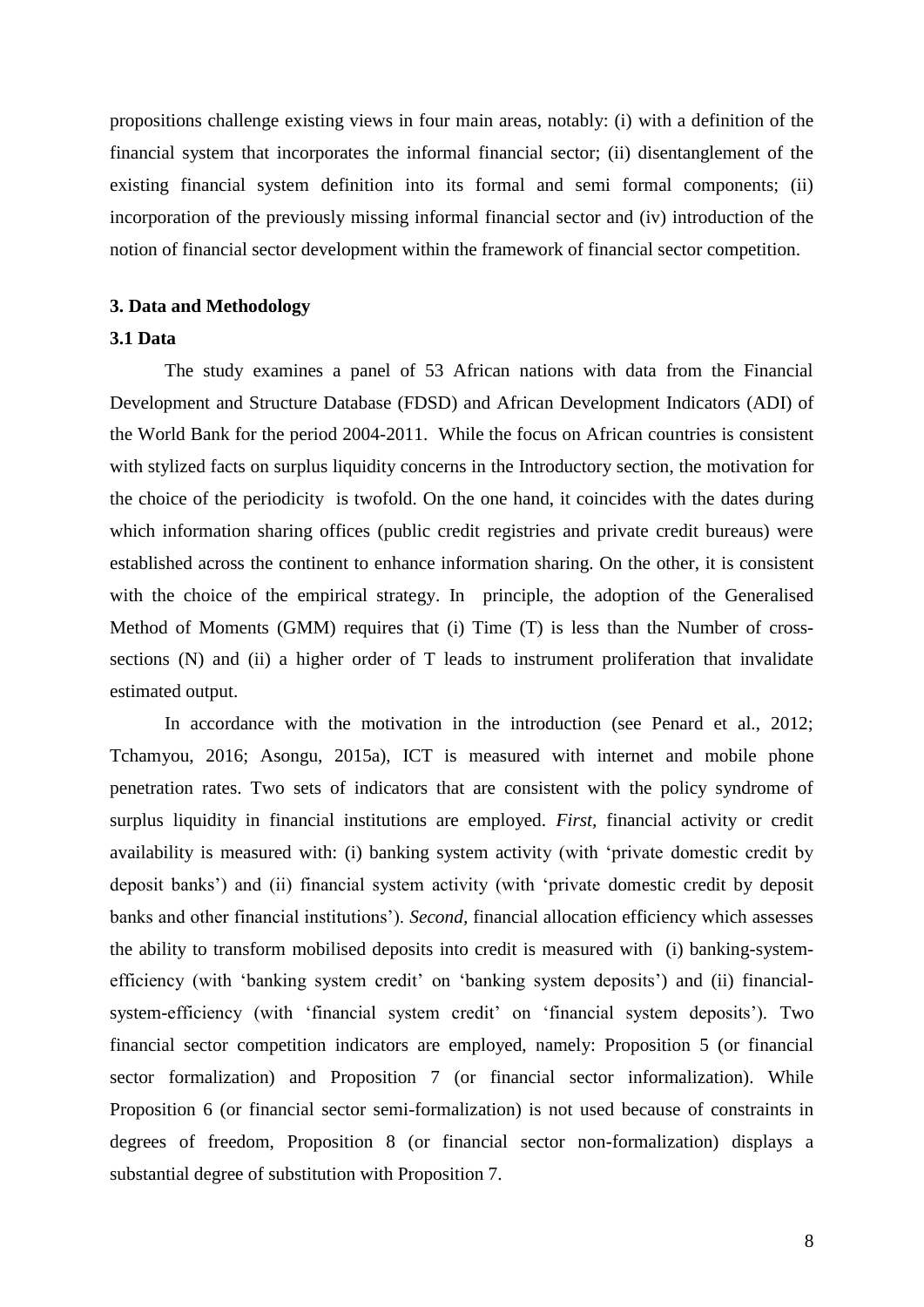propositions challenge existing views in four main areas, notably: (i) with a definition of the financial system that incorporates the informal financial sector; (ii) disentanglement of the existing financial system definition into its formal and semi formal components; (ii) incorporation of the previously missing informal financial sector and (iv) introduction of the notion of financial sector development within the framework of financial sector competition.

## 3. Data and Methodology

### 3.1 Data

The study examines a panel of 53 African nations with data from the Financial Development and Structure Database (FDSD) and African Development Indicators (ADI) of the World Bank for the period 2004-2011. While the focus on African countries is consistent with stylized facts on surplus liquidity concerns in the Introductory section, the motivation for the choice of the periodicity is twofold. On the one hand, it coincides with the dates during which information sharing offices (public credit registries and private credit bureaus) were established across the continent to enhance information sharing. On the other, it is consistent with the choice of the empirical strategy. In principle, the adoption of the Generalised Method of Moments (GMM) requires that (i) Time (T) is less than the Number of cross-sections (N) and (ii) a higher order of T leads to instrument proliferation that invalidate estimated output.

In accordance with the motivation in the introduction (see Penard et al., 2012; Tchamyou, 2016; Asongu, 2015a), ICT is measured with internet and mobile phone penetration rates. Two sets of indicators that are consistent with the policy syndrome of surplus liquidity in financial institutions are employed. *First*, financial activity or credit availability is measured with: (i) banking system activity (with 'private domestic credit by deposit banks') and (ii) financial system activity (with 'private domestic credit by deposit banks and other financial institutions'). *Second*, financial allocation efficiency which assesses the ability to transform mobilised deposits into credit is measured with (i) banking-system-efficiency (with 'banking system credit' on 'banking system deposits') and (ii) financial-system-efficiency (with 'financial system credit' on 'financial system deposits'). Two financial sector competition indicators are employed, namely: Proposition 5 (or financial sector formalization) and Proposition 7 (or financial sector informalization). While Proposition 6 (or financial sector semi-formalization) is not used because of constraints in degrees of freedom, Proposition 8 (or financial sector non-formalization) displays a substantial degree of substitution with Proposition 7.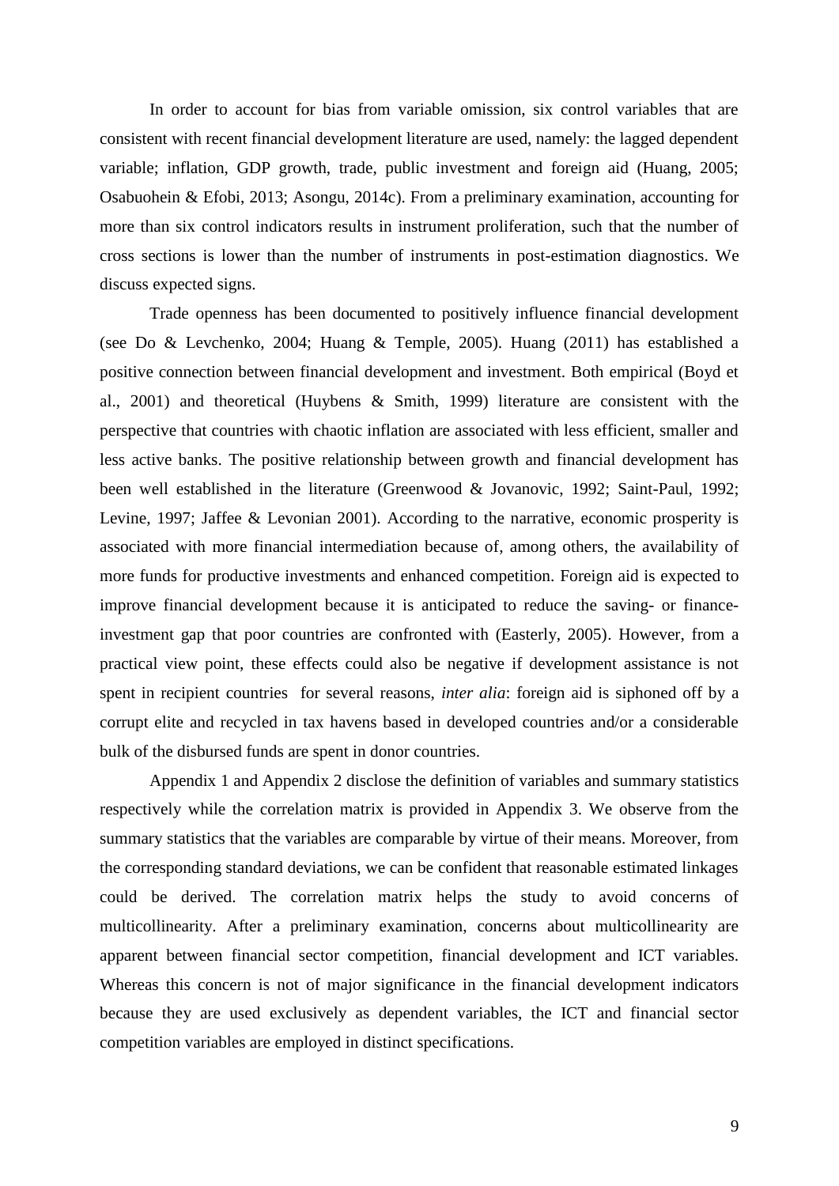In order to account for bias from variable omission, six control variables that are consistent with recent financial development literature are used, namely: the lagged dependent variable; inflation, GDP growth, trade, public investment and foreign aid (Huang, 2005; Osabuohein & Efobi, 2013; Asongu, 2014c). From a preliminary examination, accounting for more than six control indicators results in instrument proliferation, such that the number of cross sections is lower than the number of instruments in post-estimation diagnostics. We discuss expected signs.

Trade openness has been documented to positively influence financial development (see Do & Levchenko, 2004; Huang & Temple, 2005). Huang (2011) has established a positive connection between financial development and investment. Both empirical (Boyd et al., 2001) and theoretical (Huybens & Smith, 1999) literature are consistent with the perspective that countries with chaotic inflation are associated with less efficient, smaller and less active banks. The positive relationship between growth and financial development has been well established in the literature (Greenwood & Jovanovic, 1992; Saint-Paul, 1992; Levine, 1997; Jaffee & Levonian 2001). According to the narrative, economic prosperity is associated with more financial intermediation because of, among others, the availability of more funds for productive investments and enhanced competition. Foreign aid is expected to improve financial development because it is anticipated to reduce the saving- or finance-investment gap that poor countries are confronted with (Easterly, 2005). However, from a practical view point, these effects could also be negative if development assistance is not spent in recipient countries for several reasons, *inter alia*: foreign aid is siphoned off by a corrupt elite and recycled in tax havens based in developed countries and/or a considerable bulk of the disbursed funds are spent in donor countries.

Appendix 1 and Appendix 2 disclose the definition of variables and summary statistics respectively while the correlation matrix is provided in Appendix 3. We observe from the summary statistics that the variables are comparable by virtue of their means. Moreover, from the corresponding standard deviations, we can be confident that reasonable estimated linkages could be derived. The correlation matrix helps the study to avoid concerns of multicollinearity. After a preliminary examination, concerns about multicollinearity are apparent between financial sector competition, financial development and ICT variables. Whereas this concern is not of major significance in the financial development indicators because they are used exclusively as dependent variables, the ICT and financial sector competition variables are employed in distinct specifications.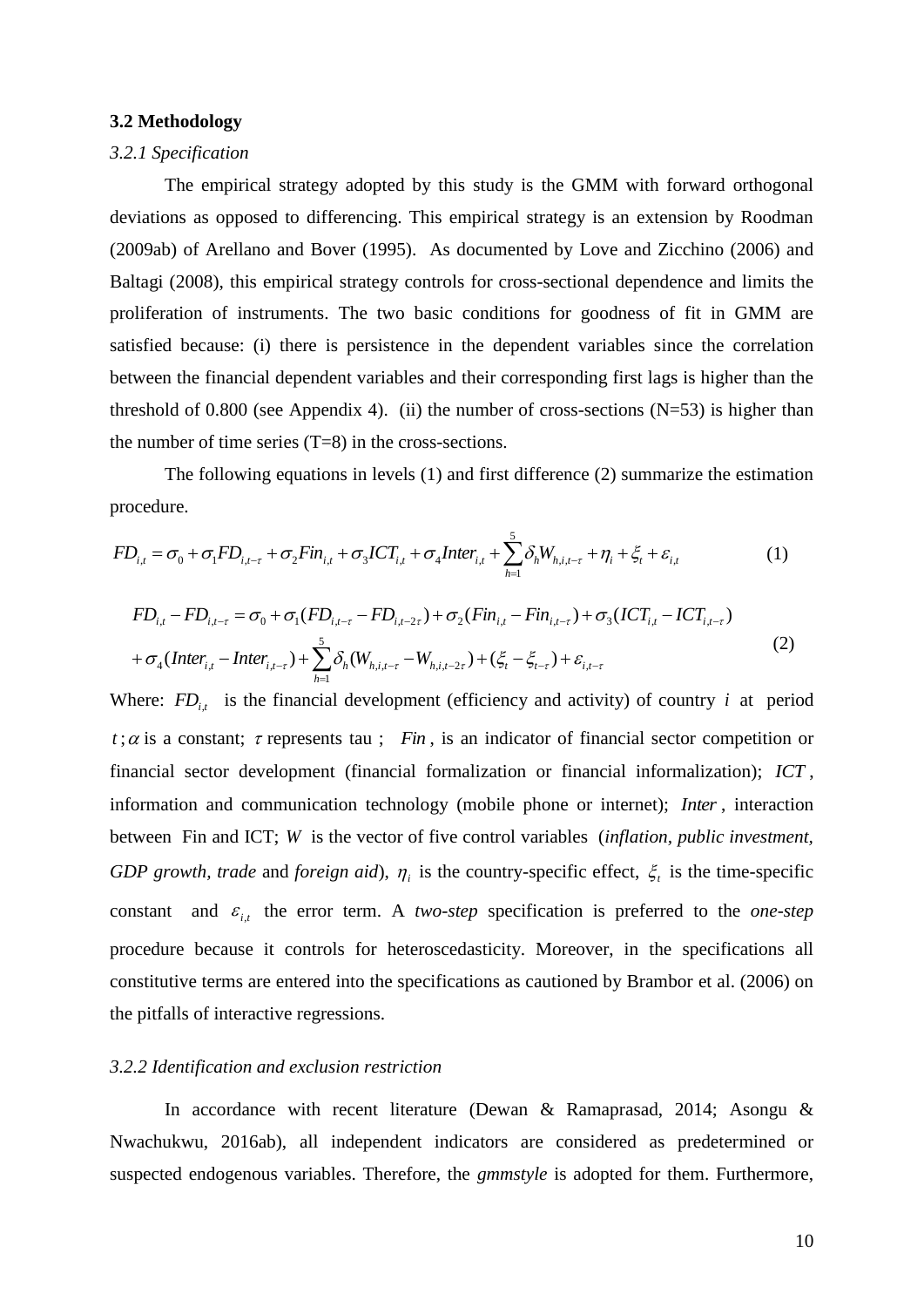### 3.2 Methodology

#### *3.2.1 Specification*

The empirical strategy adopted by this study is the GMM with forward orthogonal deviations as opposed to differencing. This empirical strategy is an extension by Roodman (2009ab) of Arellano and Bover (1995). As documented by Love and Zicchino (2006) and Baltagi (2008), this empirical strategy controls for cross-sectional dependence and limits the proliferation of instruments. The two basic conditions for goodness of fit in GMM are satisfied because: (i) there is persistence in the dependent variables since the correlation between the financial dependent variables and their corresponding first lags is higher than the threshold of 0.800 (see Appendix 4). (ii) the number of cross-sections (N=53) is higher than the number of time series (T=8) in the cross-sections.

The following equations in levels (1) and first difference (2) summarize the estimation procedure.

$$FD_{i,t} = \sigma_0 + \sigma_1 FD_{i,t-\tau} + \sigma_2 Fin_{i,t} + \sigma_3 ICT_{i,t} + \sigma_4 Inter_{i,t} + \sum_{h=1}^{5} \delta_h W_{h,i,t-\tau} + \eta_i + \xi_t + \varepsilon_{i,t} \tag{1}$$

$$\begin{aligned} FD_{i,t} - FD_{i,t-\tau} &= \sigma_0 + \sigma_1 (FD_{i,t-\tau} - FD_{i,t-2\tau}) + \sigma_2 (Fin_{i,t} - Fin_{i,t-\tau}) + \sigma_3 (ICT_{i,t} - ICT_{i,t-\tau}) \\ &+ \sigma_4 (Inter_{i,t} - Inter_{i,t-\tau}) + \sum_{h=1}^{5} \delta_h (W_{h,i,t-\tau} - W_{h,i,t-2\tau}) + (\xi_t - \xi_{t-\tau}) + \varepsilon_{i,t-\tau} \end{aligned} \tag{2}$$

Where: $FD_{i,t}$ is the financial development (efficiency and activity) of country $i$ at period $t$; $\alpha$ is a constant; $\tau$ represents tau ; $Fin$, is an indicator of financial sector competition or financial sector development (financial formalization or financial informalization); $ICT$, information and communication technology (mobile phone or internet); $Inter$, interaction between Fin and ICT; $W$ is the vector of five control variables (*inflation, public investment, GDP growth, trade* and *foreign aid*), $\eta_i$ is the country-specific effect, $\xi_t$ is the time-specific constant and $\varepsilon_{i,t}$ the error term. A *two-step* specification is preferred to the *one-step* procedure because it controls for heteroscedasticity. Moreover, in the specifications all constitutive terms are entered into the specifications as cautioned by Brambor et al. (2006) on the pitfalls of interactive regressions.

#### *3.2.2 Identification and exclusion restriction*

In accordance with recent literature (Dewan & Ramaprasad, 2014; Asongu & Nwachukwu, 2016ab), all independent indicators are considered as predetermined or suspected endogenous variables. Therefore, the *gmmstyle* is adopted for them. Furthermore,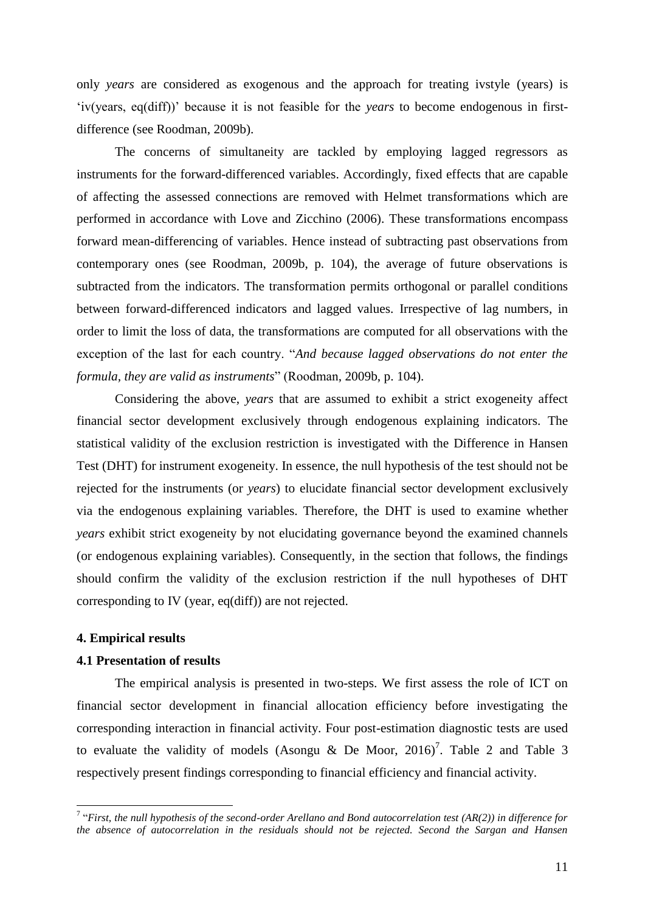only *years* are considered as exogenous and the approach for treating ivstyle (years) is 'iv(years, eq(diff))' because it is not feasible for the *years* to become endogenous in first-difference (see Roodman, 2009b).

The concerns of simultaneity are tackled by employing lagged regressors as instruments for the forward-differenced variables. Accordingly, fixed effects that are capable of affecting the assessed connections are removed with Helmet transformations which are performed in accordance with Love and Zicchino (2006). These transformations encompass forward mean-differencing of variables. Hence instead of subtracting past observations from contemporary ones (see Roodman, 2009b, p. 104), the average of future observations is subtracted from the indicators. The transformation permits orthogonal or parallel conditions between forward-differenced indicators and lagged values. Irrespective of lag numbers, in order to limit the loss of data, the transformations are computed for all observations with the exception of the last for each country. "*And because lagged observations do not enter the formula, they are valid as instruments*" (Roodman, 2009b, p. 104).

Considering the above, *years* that are assumed to exhibit a strict exogeneity affect financial sector development exclusively through endogenous explaining indicators. The statistical validity of the exclusion restriction is investigated with the Difference in Hansen Test (DHT) for instrument exogeneity. In essence, the null hypothesis of the test should not be rejected for the instruments (or *years*) to elucidate financial sector development exclusively via the endogenous explaining variables. Therefore, the DHT is used to examine whether *years* exhibit strict exogeneity by not elucidating governance beyond the examined channels (or endogenous explaining variables). Consequently, in the section that follows, the findings should confirm the validity of the exclusion restriction if the null hypotheses of DHT corresponding to IV (year, eq(diff)) are not rejected.

### 4. Empirical results

### 4.1 Presentation of results

The empirical analysis is presented in two-steps. We first assess the role of ICT on financial sector development in financial allocation efficiency before investigating the corresponding interaction in financial activity. Four post-estimation diagnostic tests are used to evaluate the validity of models (Asongu & De Moor, 2016)[7]. Table 2 and Table 3 respectively present findings corresponding to financial efficiency and financial activity.

---

[7] "*First, the null hypothesis of the second-order Arellano and Bond autocorrelation test (AR(2)) in difference for the absence of autocorrelation in the residuals should not be rejected. Second the Sargan and Hansen*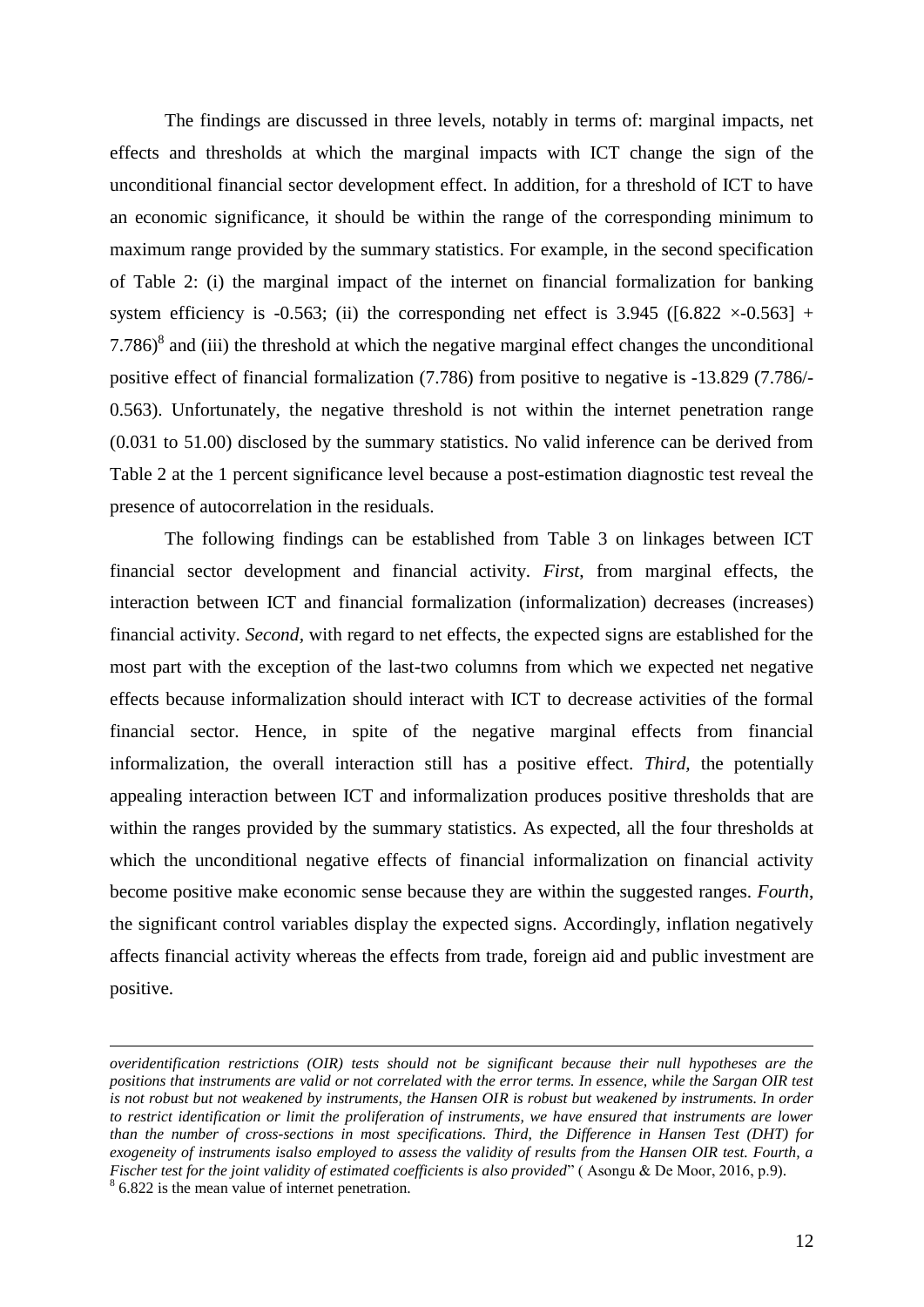The findings are discussed in three levels, notably in terms of: marginal impacts, net effects and thresholds at which the marginal impacts with ICT change the sign of the unconditional financial sector development effect. In addition, for a threshold of ICT to have an economic significance, it should be within the range of the corresponding minimum to maximum range provided by the summary statistics. For example, in the second specification of Table 2: (i) the marginal impact of the internet on financial formalization for banking system efficiency is -0.563; (ii) the corresponding net effect is 3.945 ([6.822 ×-0.563] + 7.786)[8] and (iii) the threshold at which the negative marginal effect changes the unconditional positive effect of financial formalization (7.786) from positive to negative is -13.829 (7.786/-0.563). Unfortunately, the negative threshold is not within the internet penetration range (0.031 to 51.00) disclosed by the summary statistics. No valid inference can be derived from Table 2 at the 1 percent significance level because a post-estimation diagnostic test reveal the presence of autocorrelation in the residuals.

The following findings can be established from Table 3 on linkages between ICT financial sector development and financial activity. *First*, from marginal effects, the interaction between ICT and financial formalization (informalization) decreases (increases) financial activity. *Second*, with regard to net effects, the expected signs are established for the most part with the exception of the last-two columns from which we expected net negative effects because informalization should interact with ICT to decrease activities of the formal financial sector. Hence, in spite of the negative marginal effects from financial informalization, the overall interaction still has a positive effect. *Third,* the potentially appealing interaction between ICT and informalization produces positive thresholds that are within the ranges provided by the summary statistics. As expected, all the four thresholds at which the unconditional negative effects of financial informalization on financial activity become positive make economic sense because they are within the suggested ranges. *Fourth*, the significant control variables display the expected signs. Accordingly, inflation negatively affects financial activity whereas the effects from trade, foreign aid and public investment are positive.

---

*overidentification restrictions (OIR) tests should not be significant because their null hypotheses are the positions that instruments are valid or not correlated with the error terms. In essence, while the Sargan OIR test is not robust but not weakened by instruments, the Hansen OIR is robust but weakened by instruments. In order to restrict identification or limit the proliferation of instruments, we have ensured that instruments are lower than the number of cross-sections in most specifications. Third, the Difference in Hansen Test (DHT) for exogeneity of instruments isalso employed to assess the validity of results from the Hansen OIR test. Fourth, a Fischer test for the joint validity of estimated coefficients is also provided*" ( Asongu & De Moor, 2016, p.9).

[8] 6.822 is the mean value of internet penetration.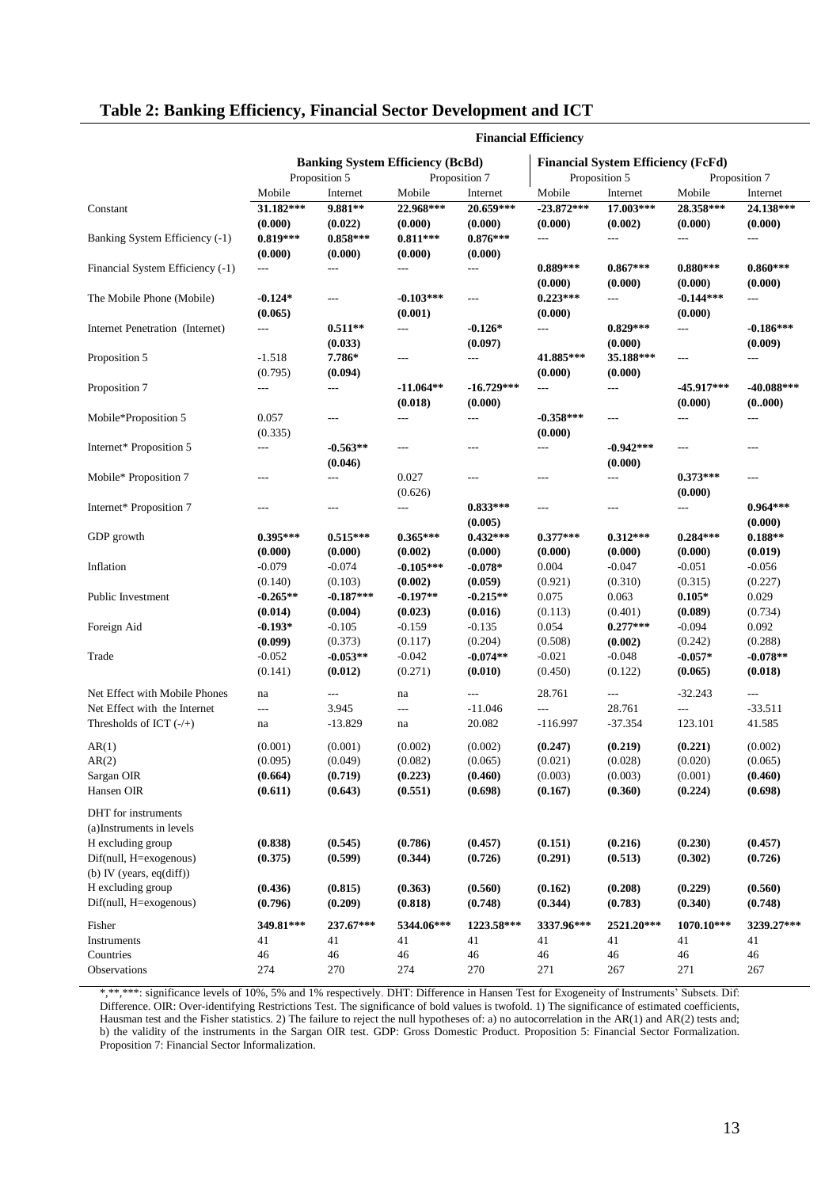## Table 2: Banking Efficiency, Financial Sector Development and ICT

| | Financial Efficiency | | | | | | | |
|---|---|---|---|---|---|---|---|---|
| | Banking System Efficiency (BcBd) | | | | Financial System Efficiency (FcFd) | | | |
| | Proposition 5 | | Proposition 7 | | Proposition 5 | | Proposition 7 | |
| | Mobile | Internet | Mobile | Internet | Mobile | Internet | Mobile | Internet |
| Constant | **31.182*** ** | **9.881** ** | **22.968*** ** | **20.659*** ** | **-23.872*** ** | **17.003*** ** | **28.358*** ** | **24.138*** ** |
| | **(0.000)** | **(0.022)** | **(0.000)** | **(0.000)** | **(0.000)** | **(0.002)** | **(0.000)** | **(0.000)** |
| Banking System Efficiency (-1) | **0.819*** ** | **0.858*** ** | **0.811*** ** | **0.876*** ** | --- | --- | --- | --- |
| | **(0.000)** | **(0.000)** | **(0.000)** | **(0.000)** | | | | |
| Financial System Efficiency (-1) | --- | --- | --- | --- | **0.889*** ** | **0.867*** ** | **0.880*** ** | **0.860*** ** |
| | | | | | **(0.000)** | **(0.000)** | **(0.000)** | **(0.000)** |
| The Mobile Phone (Mobile) | **-0.124*** | --- | **-0.103*** ** | --- | **0.223*** ** | --- | **-0.144*** ** | --- |
| | **(0.065)** | | **(0.001)** | | **(0.000)** | | **(0.000)** | |
| Internet Penetration (Internet) | --- | **0.511** ** | --- | **-0.126*** | --- | **0.829*** ** | --- | **-0.186*** ** |
| | | **(0.033)** | | **(0.097)** | | **(0.000)** | | **(0.009)** |
| Proposition 5 | -1.518 | **7.786*** | --- | --- | **41.885*** ** | **35.188*** ** | --- | --- |
| | (0.795) | **(0.094)** | | | **(0.000)** | **(0.000)** | | |
| Proposition 7 | --- | --- | **-11.064** ** | **-16.729*** ** | --- | --- | **-45.917*** ** | **-40.088*** ** |
| | | | **(0.018)** | **(0.000)** | | | **(0.000)** | **(0..000)** |
| Mobile*Proposition 5 | 0.057 | --- | --- | --- | **-0.358*** ** | --- | --- | --- |
| | (0.335) | | | | **(0.000)** | | | |
| Internet* Proposition 5 | --- | **-0.563** ** | --- | --- | --- | **-0.942*** ** | --- | --- |
| | | **(0.046)** | | | | **(0.000)** | | |
| Mobile* Proposition 7 | --- | --- | 0.027 | --- | --- | --- | **0.373*** ** | --- |
| | | | (0.626) | | | | **(0.000)** | |
| Internet* Proposition 7 | --- | --- | --- | **0.833*** ** | --- | --- | --- | **0.964*** ** |
| | | | | **(0.005)** | | | | **(0.000)** |
| GDP growth | **0.395*** ** | **0.515*** ** | **0.365*** ** | **0.432*** ** | **0.377*** ** | **0.312*** ** | **0.284*** ** | **0.188** ** |
| | **(0.000)** | **(0.000)** | **(0.002)** | **(0.000)** | **(0.000)** | **(0.000)** | **(0.000)** | **(0.019)** |
| Inflation | -0.079 | -0.074 | **-0.105*** ** | **-0.078*** | 0.004 | -0.047 | -0.051 | -0.056 |
| | (0.140) | (0.103) | **(0.002)** | **(0.059)** | (0.921) | (0.310) | (0.315) | (0.227) |
| Public Investment | **-0.265** ** | **-0.187*** ** | **-0.197** ** | **-0.215** ** | 0.075 | 0.063 | **0.105*** | 0.029 |
| | **(0.014)** | **(0.004)** | **(0.023)** | **(0.016)** | (0.113) | (0.401) | **(0.089)** | (0.734) |
| Foreign Aid | **-0.193*** | -0.105 | -0.159 | -0.135 | 0.054 | **0.277*** ** | -0.094 | 0.092 |
| | **(0.099)** | (0.373) | (0.117) | (0.204) | (0.508) | **(0.002)** | (0.242) | (0.288) |
| Trade | -0.052 | **-0.053** ** | -0.042 | **-0.074** ** | -0.021 | -0.048 | **-0.057*** | **-0.078** ** |
| | (0.141) | **(0.012)** | (0.271) | **(0.010)** | (0.450) | (0.122) | **(0.065)** | **(0.018)** |
| Net Effect with Mobile Phones | na | --- | na | --- | 28.761 | --- | -32.243 | --- |
| Net Effect with the Internet | --- | 3.945 | --- | -11.046 | --- | 28.761 | --- | -33.511 |
| Thresholds of ICT (-/+) | na | -13.829 | na | 20.082 | -116.997 | -37.354 | 123.101 | 41.585 |
| AR(1) | (0.001) | (0.001) | (0.002) | (0.002) | **(0.247)** | **(0.219)** | **(0.221)** | (0.002) |
| AR(2) | (0.095) | (0.049) | (0.082) | (0.065) | (0.021) | (0.028) | (0.020) | (0.065) |
| Sargan OIR | **(0.664)** | **(0.719)** | **(0.223)** | **(0.460)** | (0.003) | (0.003) | (0.001) | **(0.460)** |
| Hansen OIR | **(0.611)** | **(0.643)** | **(0.551)** | **(0.698)** | **(0.167)** | **(0.360)** | **(0.224)** | **(0.698)** |
| DHT for instruments | | | | | | | | |
| (a)Instruments in levels | | | | | | | | |
| H excluding group | **(0.838)** | **(0.545)** | **(0.786)** | **(0.457)** | **(0.151)** | **(0.216)** | **(0.230)** | **(0.457)** |
| Dif(null, H=exogenous) | **(0.375)** | **(0.599)** | **(0.344)** | **(0.726)** | **(0.291)** | **(0.513)** | **(0.302)** | **(0.726)** |
| (b) IV (years, eq(diff)) | | | | | | | | |
| H excluding group | **(0.436)** | **(0.815)** | **(0.363)** | **(0.560)** | **(0.162)** | **(0.208)** | **(0.229)** | **(0.560)** |
| Dif(null, H=exogenous) | **(0.796)** | **(0.209)** | **(0.818)** | **(0.748)** | **(0.344)** | **(0.783)** | **(0.340)** | **(0.748)** |
| Fisher | **349.81*** ** | **237.67*** ** | **5344.06*** ** | **1223.58*** ** | **3337.96*** ** | **2521.20*** ** | **1070.10*** ** | **3239.27*** ** |
| Instruments | 41 | 41 | 41 | 41 | 41 | 41 | 41 | 41 |
| Countries | 46 | 46 | 46 | 46 | 46 | 46 | 46 | 46 |
| Observations | 274 | 270 | 274 | 270 | 271 | 267 | 271 | 267 |

*,**,***: significance levels of 10%, 5% and 1% respectively. DHT: Difference in Hansen Test for Exogeneity of Instruments' Subsets. Dif: Difference. OIR: Over-identifying Restrictions Test. The significance of bold values is twofold. 1) The significance of estimated coefficients, Hausman test and the Fisher statistics. 2) The failure to reject the null hypotheses of: a) no autocorrelation in the AR(1) and AR(2) tests and; b) the validity of the instruments in the Sargan OIR test. GDP: Gross Domestic Product. Proposition 5: Financial Sector Formalization. Proposition 7: Financial Sector Informalization.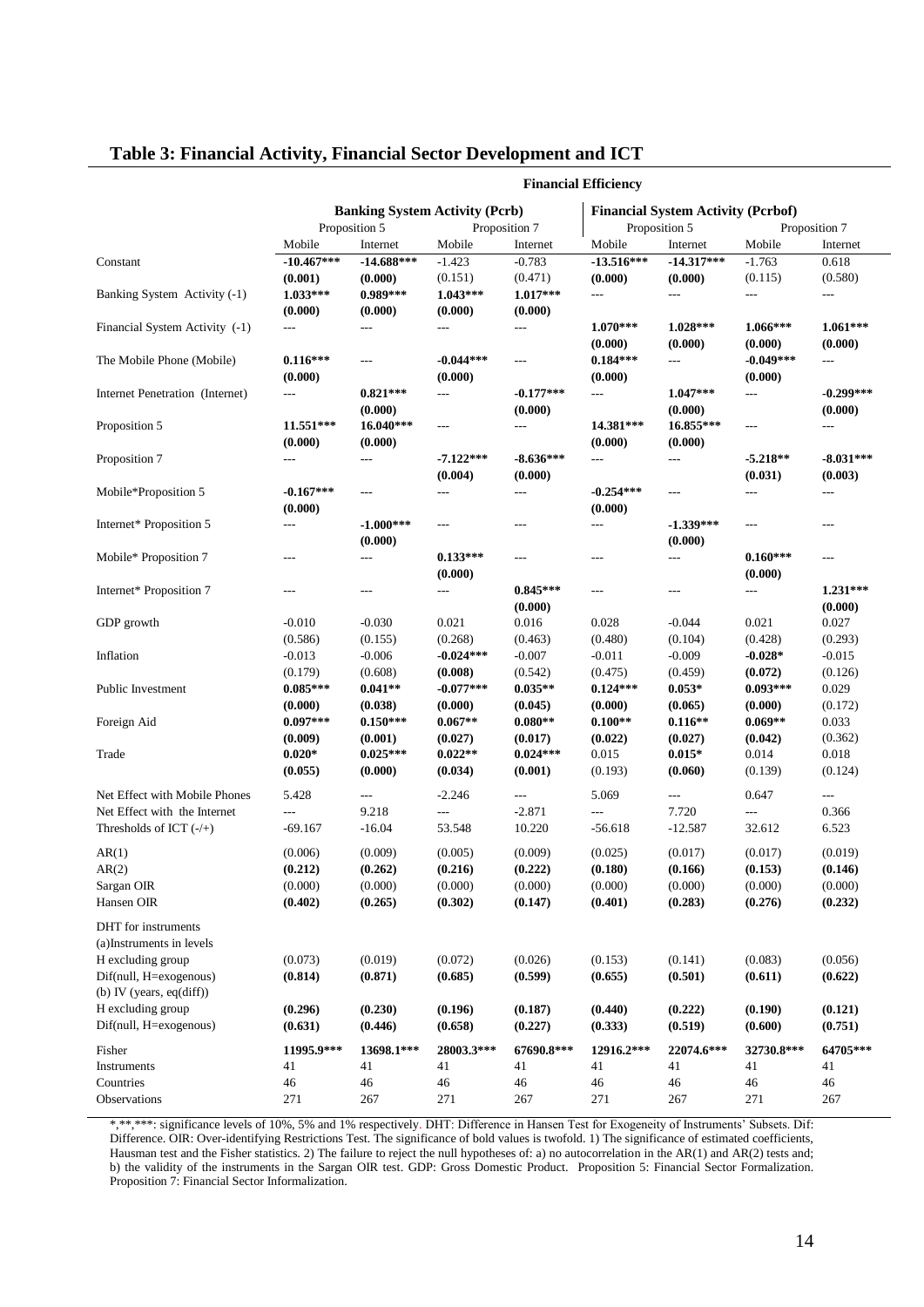## Table 3: Financial Activity, Financial Sector Development and ICT

| | Financial Efficiency | | | | | | | |
|---|---|---|---|---|---|---|---|---|
| | Banking System Activity (Pcrb) | | | | Financial System Activity (Pcrbof) | | | |
| | Proposition 5 | | Proposition 7 | | Proposition 5 | | Proposition 7 | |
| | Mobile | Internet | Mobile | Internet | Mobile | Internet | Mobile | Internet |
| Constant | **-10.467*** ** | **-14.688*** ** | -1.423 | -0.783 | **-13.516*** ** | **-14.317*** ** | -1.763 | 0.618 |
| | **(0.001)** | **(0.000)** | (0.151) | (0.471) | **(0.000)** | **(0.000)** | (0.115) | (0.580) |
| Banking System Activity (-1) | **1.033*** ** | **0.989*** ** | **1.043*** ** | **1.017*** ** | --- | --- | --- | --- |
| | **(0.000)** | **(0.000)** | **(0.000)** | **(0.000)** | | | | |
| Financial System Activity (-1) | --- | --- | --- | --- | **1.070*** ** | **1.028*** ** | **1.066*** ** | **1.061*** ** |
| | | | | | **(0.000)** | **(0.000)** | **(0.000)** | **(0.000)** |
| The Mobile Phone (Mobile) | **0.116*** ** | --- | **-0.044*** ** | --- | **0.184*** ** | --- | **-0.049*** ** | --- |
| | **(0.000)** | | **(0.000)** | | **(0.000)** | | **(0.000)** | |
| Internet Penetration (Internet) | --- | **0.821*** ** | --- | **-0.177*** ** | --- | **1.047*** ** | --- | **-0.299*** ** |
| | | **(0.000)** | | **(0.000)** | | **(0.000)** | | **(0.000)** |
| Proposition 5 | **11.551*** ** | **16.040*** ** | --- | --- | **14.381*** ** | **16.855*** ** | --- | --- |
| | **(0.000)** | **(0.000)** | | | **(0.000)** | **(0.000)** | | |
| Proposition 7 | --- | --- | **-7.122*** ** | **-8.636*** ** | --- | --- | **-5.218** ** | **-8.031*** ** |
| | | | **(0.004)** | **(0.000)** | | | **(0.031)** | **(0.003)** |
| Mobile*Proposition 5 | **-0.167*** ** | --- | --- | --- | **-0.254*** ** | --- | --- | --- |
| | **(0.000)** | | | | **(0.000)** | | | |
| Internet* Proposition 5 | --- | **-1.000*** ** | --- | --- | --- | **-1.339*** ** | --- | --- |
| | | **(0.000)** | | | | **(0.000)** | | |
| Mobile* Proposition 7 | --- | --- | **0.133*** ** | --- | --- | --- | **0.160*** ** | --- |
| | | | **(0.000)** | | | | **(0.000)** | |
| Internet* Proposition 7 | --- | --- | --- | **0.845*** ** | --- | --- | --- | **1.231*** ** |
| | | | | **(0.000)** | | | | **(0.000)** |
| GDP growth | -0.010 | -0.030 | 0.021 | 0.016 | 0.028 | -0.044 | 0.021 | 0.027 |
| | (0.586) | (0.155) | (0.268) | (0.463) | (0.480) | (0.104) | (0.428) | (0.293) |
| Inflation | -0.013 | -0.006 | **-0.024*** ** | -0.007 | -0.011 | -0.009 | **-0.028*** | -0.015 |
| | (0.179) | (0.608) | **(0.008)** | (0.542) | (0.475) | (0.459) | **(0.072)** | (0.126) |
| Public Investment | **0.085*** ** | **0.041** ** | **-0.077*** ** | **0.035** ** | **0.124*** ** | **0.053*** | **0.093*** ** | 0.029 |
| | **(0.000)** | **(0.038)** | **(0.000)** | **(0.045)** | **(0.000)** | **(0.065)** | **(0.000)** | (0.172) |
| Foreign Aid | **0.097*** ** | **0.150*** ** | **0.067** ** | **0.080** ** | **0.100** ** | **0.116** ** | **0.069** ** | 0.033 |
| | **(0.009)** | **(0.001)** | **(0.027)** | **(0.017)** | **(0.022)** | **(0.027)** | **(0.042)** | (0.362) |
| Trade | **0.020*** | **0.025*** ** | **0.022** ** | **0.024*** ** | 0.015 | **0.015*** | 0.014 | 0.018 |
| | **(0.055)** | **(0.000)** | **(0.034)** | **(0.001)** | (0.193) | **(0.060)** | (0.139) | (0.124) |
| Net Effect with Mobile Phones | 5.428 | --- | -2.246 | --- | 5.069 | --- | 0.647 | --- |
| Net Effect with the Internet | --- | 9.218 | --- | -2.871 | --- | 7.720 | --- | 0.366 |
| Thresholds of ICT (-/+) | -69.167 | -16.04 | 53.548 | 10.220 | -56.618 | -12.587 | 32.612 | 6.523 |
| AR(1) | (0.006) | (0.009) | (0.005) | (0.009) | (0.025) | (0.017) | (0.017) | (0.019) |
| AR(2) | **(0.212)** | **(0.262)** | **(0.216)** | **(0.222)** | **(0.180)** | **(0.166)** | **(0.153)** | **(0.146)** |
| Sargan OIR | (0.000) | (0.000) | (0.000) | (0.000) | (0.000) | (0.000) | (0.000) | (0.000) |
| Hansen OIR | **(0.402)** | **(0.265)** | **(0.302)** | **(0.147)** | **(0.401)** | **(0.283)** | **(0.276)** | **(0.232)** |
| DHT for instruments | | | | | | | | |
| (a)Instruments in levels | | | | | | | | |
| H excluding group | (0.073) | (0.019) | (0.072) | (0.026) | (0.153) | (0.141) | (0.083) | (0.056) |
| Dif(null, H=exogenous) | **(0.814)** | **(0.871)** | **(0.685)** | **(0.599)** | **(0.655)** | **(0.501)** | **(0.611)** | **(0.622)** |
| (b) IV (years, eq(diff)) | | | | | | | | |
| H excluding group | **(0.296)** | **(0.230)** | **(0.196)** | **(0.187)** | **(0.440)** | **(0.222)** | **(0.190)** | **(0.121)** |
| Dif(null, H=exogenous) | **(0.631)** | **(0.446)** | **(0.658)** | **(0.227)** | **(0.333)** | **(0.519)** | **(0.600)** | **(0.751)** |
| Fisher | **11995.9*** ** | **13698.1*** ** | **28003.3*** ** | **67690.8*** ** | **12916.2*** ** | **22074.6*** ** | **32730.8*** ** | **64705*** ** |
| Instruments | 41 | 41 | 41 | 41 | 41 | 41 | 41 | 41 |
| Countries | 46 | 46 | 46 | 46 | 46 | 46 | 46 | 46 |
| Observations | 271 | 267 | 271 | 267 | 271 | 267 | 271 | 267 |

*,**,***: significance levels of 10%, 5% and 1% respectively. DHT: Difference in Hansen Test for Exogeneity of Instruments' Subsets. Dif: Difference. OIR: Over-identifying Restrictions Test. The significance of bold values is twofold. 1) The significance of estimated coefficients, Hausman test and the Fisher statistics. 2) The failure to reject the null hypotheses of: a) no autocorrelation in the AR(1) and AR(2) tests and; b) the validity of the instruments in the Sargan OIR test. GDP: Gross Domestic Product. Proposition 5: Financial Sector Formalization. Proposition 7: Financial Sector Informalization.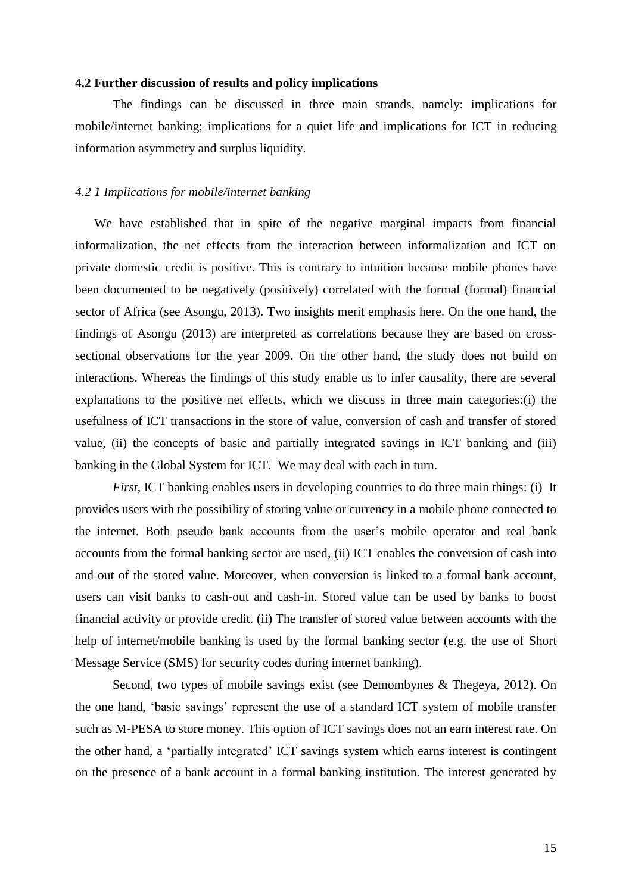### 4.2 Further discussion of results and policy implications

The findings can be discussed in three main strands, namely: implications for mobile/internet banking; implications for a quiet life and implications for ICT in reducing information asymmetry and surplus liquidity.

#### *4.2 1 Implications for mobile/internet banking*

We have established that in spite of the negative marginal impacts from financial informalization, the net effects from the interaction between informalization and ICT on private domestic credit is positive. This is contrary to intuition because mobile phones have been documented to be negatively (positively) correlated with the formal (formal) financial sector of Africa (see Asongu, 2013). Two insights merit emphasis here. On the one hand, the findings of Asongu (2013) are interpreted as correlations because they are based on cross-sectional observations for the year 2009. On the other hand, the study does not build on interactions. Whereas the findings of this study enable us to infer causality, there are several explanations to the positive net effects, which we discuss in three main categories:(i) the usefulness of ICT transactions in the store of value, conversion of cash and transfer of stored value, (ii) the concepts of basic and partially integrated savings in ICT banking and (iii) banking in the Global System for ICT. We may deal with each in turn.

*First*, ICT banking enables users in developing countries to do three main things: (i) It provides users with the possibility of storing value or currency in a mobile phone connected to the internet. Both pseudo bank accounts from the user's mobile operator and real bank accounts from the formal banking sector are used, (ii) ICT enables the conversion of cash into and out of the stored value. Moreover, when conversion is linked to a formal bank account, users can visit banks to cash-out and cash-in. Stored value can be used by banks to boost financial activity or provide credit. (ii) The transfer of stored value between accounts with the help of internet/mobile banking is used by the formal banking sector (e.g. the use of Short Message Service (SMS) for security codes during internet banking).

Second, two types of mobile savings exist (see Demombynes & Thegeya, 2012). On the one hand, 'basic savings' represent the use of a standard ICT system of mobile transfer such as M-PESA to store money. This option of ICT savings does not an earn interest rate. On the other hand, a 'partially integrated' ICT savings system which earns interest is contingent on the presence of a bank account in a formal banking institution. The interest generated by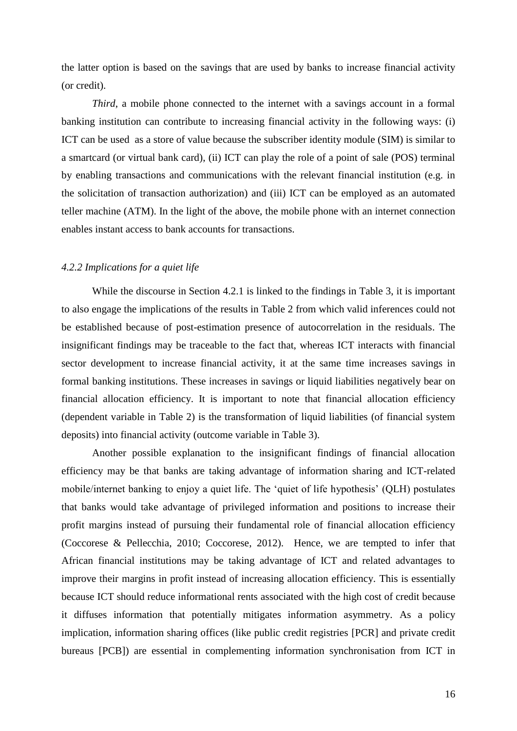the latter option is based on the savings that are used by banks to increase financial activity (or credit).

*Third*, a mobile phone connected to the internet with a savings account in a formal banking institution can contribute to increasing financial activity in the following ways: (i) ICT can be used as a store of value because the subscriber identity module (SIM) is similar to a smartcard (or virtual bank card), (ii) ICT can play the role of a point of sale (POS) terminal by enabling transactions and communications with the relevant financial institution (e.g. in the solicitation of transaction authorization) and (iii) ICT can be employed as an automated teller machine (ATM). In the light of the above, the mobile phone with an internet connection enables instant access to bank accounts for transactions.

### *4.2.2 Implications for a quiet life*

While the discourse in Section 4.2.1 is linked to the findings in Table 3, it is important to also engage the implications of the results in Table 2 from which valid inferences could not be established because of post-estimation presence of autocorrelation in the residuals. The insignificant findings may be traceable to the fact that, whereas ICT interacts with financial sector development to increase financial activity, it at the same time increases savings in formal banking institutions. These increases in savings or liquid liabilities negatively bear on financial allocation efficiency. It is important to note that financial allocation efficiency (dependent variable in Table 2) is the transformation of liquid liabilities (of financial system deposits) into financial activity (outcome variable in Table 3).

Another possible explanation to the insignificant findings of financial allocation efficiency may be that banks are taking advantage of information sharing and ICT-related mobile/internet banking to enjoy a quiet life. The 'quiet of life hypothesis' (QLH) postulates that banks would take advantage of privileged information and positions to increase their profit margins instead of pursuing their fundamental role of financial allocation efficiency (Coccorese & Pellecchia, 2010; Coccorese, 2012). Hence, we are tempted to infer that African financial institutions may be taking advantage of ICT and related advantages to improve their margins in profit instead of increasing allocation efficiency. This is essentially because ICT should reduce informational rents associated with the high cost of credit because it diffuses information that potentially mitigates information asymmetry. As a policy implication, information sharing offices (like public credit registries [PCR] and private credit bureaus [PCB]) are essential in complementing information synchronisation from ICT in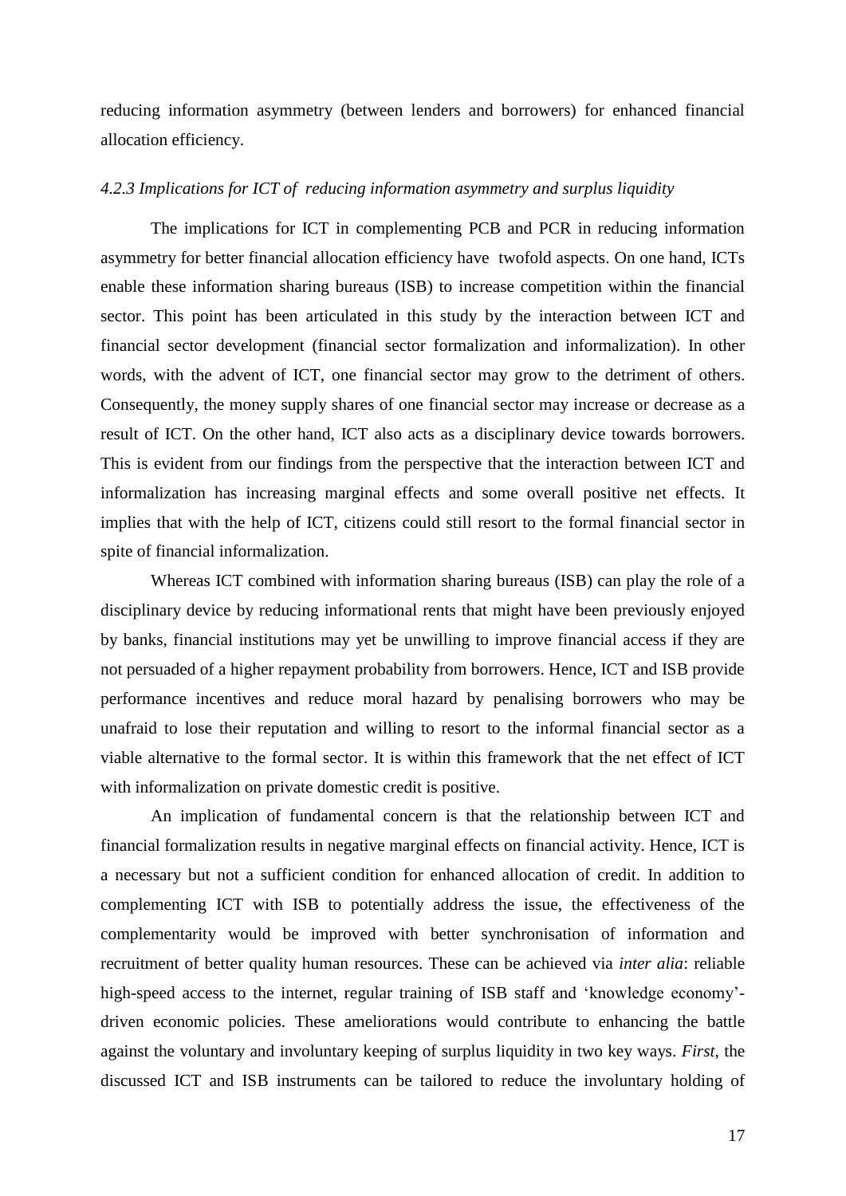reducing information asymmetry (between lenders and borrowers) for enhanced financial allocation efficiency.

#### *4.2.3 Implications for ICT of reducing information asymmetry and surplus liquidity*

The implications for ICT in complementing PCB and PCR in reducing information asymmetry for better financial allocation efficiency have twofold aspects. On one hand, ICTs enable these information sharing bureaus (ISB) to increase competition within the financial sector. This point has been articulated in this study by the interaction between ICT and financial sector development (financial sector formalization and informalization). In other words, with the advent of ICT, one financial sector may grow to the detriment of others. Consequently, the money supply shares of one financial sector may increase or decrease as a result of ICT. On the other hand, ICT also acts as a disciplinary device towards borrowers. This is evident from our findings from the perspective that the interaction between ICT and informalization has increasing marginal effects and some overall positive net effects. It implies that with the help of ICT, citizens could still resort to the formal financial sector in spite of financial informalization.

Whereas ICT combined with information sharing bureaus (ISB) can play the role of a disciplinary device by reducing informational rents that might have been previously enjoyed by banks, financial institutions may yet be unwilling to improve financial access if they are not persuaded of a higher repayment probability from borrowers. Hence, ICT and ISB provide performance incentives and reduce moral hazard by penalising borrowers who may be unafraid to lose their reputation and willing to resort to the informal financial sector as a viable alternative to the formal sector. It is within this framework that the net effect of ICT with informalization on private domestic credit is positive.

An implication of fundamental concern is that the relationship between ICT and financial formalization results in negative marginal effects on financial activity. Hence, ICT is a necessary but not a sufficient condition for enhanced allocation of credit. In addition to complementing ICT with ISB to potentially address the issue, the effectiveness of the complementarity would be improved with better synchronisation of information and recruitment of better quality human resources. These can be achieved via *inter alia*: reliable high-speed access to the internet, regular training of ISB staff and 'knowledge economy'-driven economic policies. These ameliorations would contribute to enhancing the battle against the voluntary and involuntary keeping of surplus liquidity in two key ways. *First*, the discussed ICT and ISB instruments can be tailored to reduce the involuntary holding of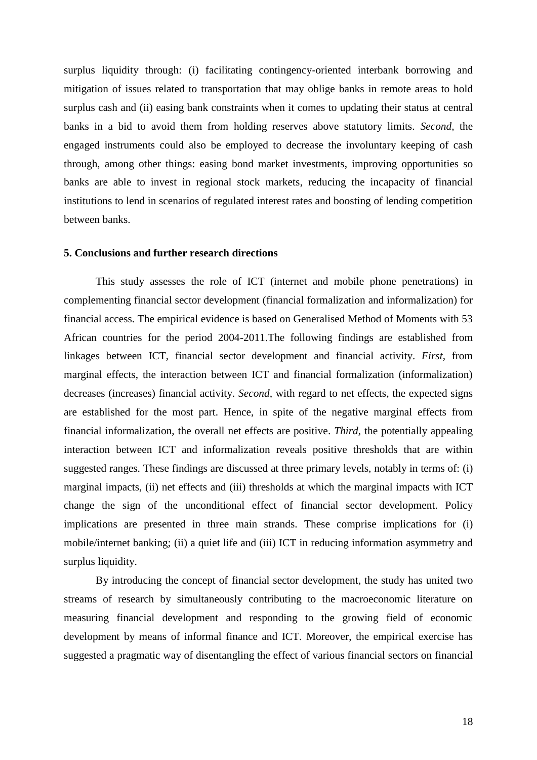surplus liquidity through: (i) facilitating contingency-oriented interbank borrowing and mitigation of issues related to transportation that may oblige banks in remote areas to hold surplus cash and (ii) easing bank constraints when it comes to updating their status at central banks in a bid to avoid them from holding reserves above statutory limits. *Second*, the engaged instruments could also be employed to decrease the involuntary keeping of cash through, among other things: easing bond market investments, improving opportunities so banks are able to invest in regional stock markets, reducing the incapacity of financial institutions to lend in scenarios of regulated interest rates and boosting of lending competition between banks.

## 5. Conclusions and further research directions

This study assesses the role of ICT (internet and mobile phone penetrations) in complementing financial sector development (financial formalization and informalization) for financial access. The empirical evidence is based on Generalised Method of Moments with 53 African countries for the period 2004-2011.The following findings are established from linkages between ICT, financial sector development and financial activity. *First*, from marginal effects, the interaction between ICT and financial formalization (informalization) decreases (increases) financial activity. *Second*, with regard to net effects, the expected signs are established for the most part. Hence, in spite of the negative marginal effects from financial informalization, the overall net effects are positive. *Third*, the potentially appealing interaction between ICT and informalization reveals positive thresholds that are within suggested ranges. These findings are discussed at three primary levels, notably in terms of: (i) marginal impacts, (ii) net effects and (iii) thresholds at which the marginal impacts with ICT change the sign of the unconditional effect of financial sector development. Policy implications are presented in three main strands. These comprise implications for (i) mobile/internet banking; (ii) a quiet life and (iii) ICT in reducing information asymmetry and surplus liquidity.

By introducing the concept of financial sector development, the study has united two streams of research by simultaneously contributing to the macroeconomic literature on measuring financial development and responding to the growing field of economic development by means of informal finance and ICT. Moreover, the empirical exercise has suggested a pragmatic way of disentangling the effect of various financial sectors on financial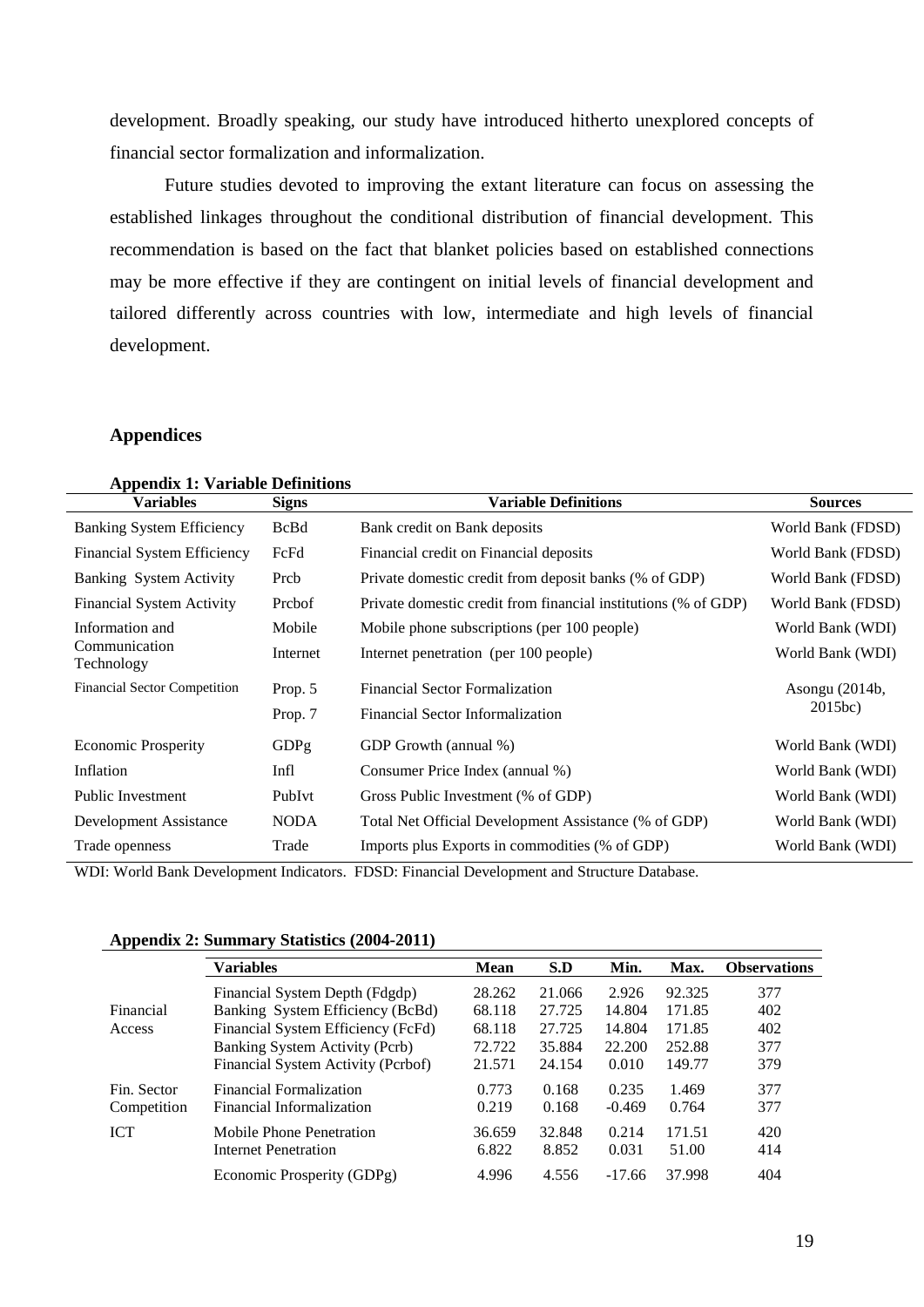development. Broadly speaking, our study have introduced hitherto unexplored concepts of financial sector formalization and informalization.

Future studies devoted to improving the extant literature can focus on assessing the established linkages throughout the conditional distribution of financial development. This recommendation is based on the fact that blanket policies based on established connections may be more effective if they are contingent on initial levels of financial development and tailored differently across countries with low, intermediate and high levels of financial development.

## Appendices

**Appendix 1: Variable Definitions**

| Variables | Signs | Variable Definitions | Sources |
|---|---|---|---|
| Banking System Efficiency | BcBd | Bank credit on Bank deposits | World Bank (FDSD) |
| Financial System Efficiency | FcFd | Financial credit on Financial deposits | World Bank (FDSD) |
| Banking System Activity | Prcb | Private domestic credit from deposit banks (% of GDP) | World Bank (FDSD) |
| Financial System Activity | Prcbof | Private domestic credit from financial institutions (% of GDP) | World Bank (FDSD) |
| Information and Communication Technology | Mobile | Mobile phone subscriptions (per 100 people) | World Bank (WDI) |
| | Internet | Internet penetration (per 100 people) | World Bank (WDI) |
| Financial Sector Competition | Prop. 5 | Financial Sector Formalization | Asongu (2014b, 2015bc) |
| | Prop. 7 | Financial Sector Informalization | |
| Economic Prosperity | GDPg | GDP Growth (annual %) | World Bank (WDI) |
| Inflation | Infl | Consumer Price Index (annual %) | World Bank (WDI) |
| Public Investment | PubIvt | Gross Public Investment (% of GDP) | World Bank (WDI) |
| Development Assistance | NODA | Total Net Official Development Assistance (% of GDP) | World Bank (WDI) |
| Trade openness | Trade | Imports plus Exports in commodities (% of GDP) | World Bank (WDI) |

WDI: World Bank Development Indicators. FDSD: Financial Development and Structure Database.

**Appendix 2: Summary Statistics (2004-2011)**

| | Variables | Mean | S.D | Min. | Max. | Observations |
|---|---|---|---|---|---|---|
| Financial Access | Financial System Depth (Fdgdp) | 28.262 | 21.066 | 2.926 | 92.325 | 377 |
| | Banking System Efficiency (BcBd) | 68.118 | 27.725 | 14.804 | 171.85 | 402 |
| | Financial System Efficiency (FcFd) | 68.118 | 27.725 | 14.804 | 171.85 | 402 |
| | Banking System Activity (Pcrb) | 72.722 | 35.884 | 22.200 | 252.88 | 377 |
| | Financial System Activity (Pcrbof) | 21.571 | 24.154 | 0.010 | 149.77 | 379 |
| Fin. Sector Competition | Financial Formalization | 0.773 | 0.168 | 0.235 | 1.469 | 377 |
| | Financial Informalization | 0.219 | 0.168 | -0.469 | 0.764 | 377 |
| ICT | Mobile Phone Penetration | 36.659 | 32.848 | 0.214 | 171.51 | 420 |
| | Internet Penetration | 6.822 | 8.852 | 0.031 | 51.00 | 414 |
| | Economic Prosperity (GDPg) | 4.996 | 4.556 | -17.66 | 37.998 | 404 |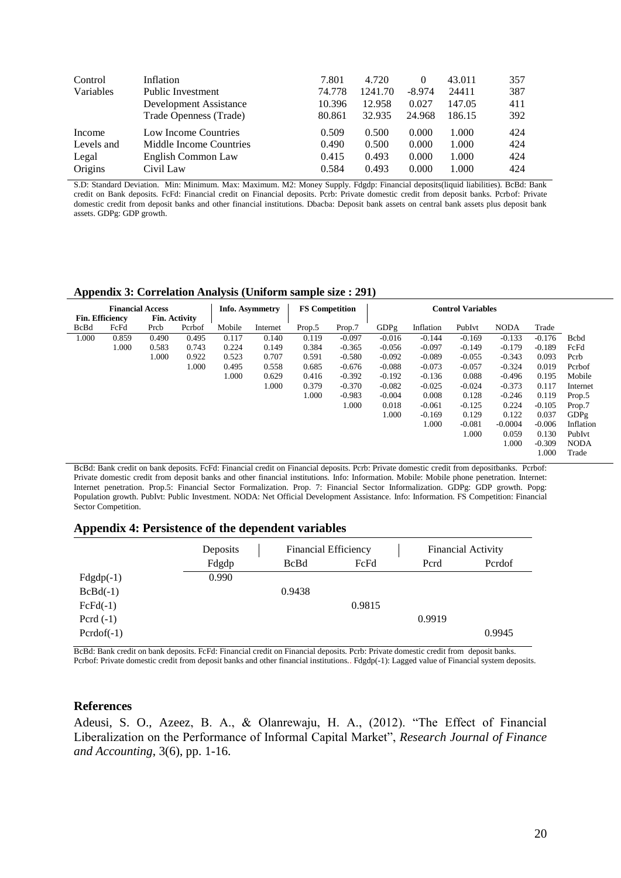| | | | | | | |
|---|---|---|---|---|---|---|
| Control Variables | Inflation | 7.801 | 4.720 | 0 | 43.011 | 357 |
| | Public Investment | 74.778 | 1241.70 | -8.974 | 24411 | 387 |
| | Development Assistance | 10.396 | 12.958 | 0.027 | 147.05 | 411 |
| | Trade Openness (Trade) | 80.861 | 32.935 | 24.968 | 186.15 | 392 |
| Income Levels and Legal Origins | Low Income Countries | 0.509 | 0.500 | 0.000 | 1.000 | 424 |
| | Middle Income Countries | 0.490 | 0.500 | 0.000 | 1.000 | 424 |
| | English Common Law | 0.415 | 0.493 | 0.000 | 1.000 | 424 |
| | Civil Law | 0.584 | 0.493 | 0.000 | 1.000 | 424 |

S.D: Standard Deviation. Min: Minimum. Max: Maximum. M2: Money Supply. Fdgdp: Financial deposits(liquid liabilities). BcBd: Bank credit on Bank deposits. FcFd: Financial credit on Financial deposits. Pcrb: Private domestic credit from deposit banks. Pcrbof: Private domestic credit from deposit banks and other financial institutions. Dbacba: Deposit bank assets on central bank assets plus deposit bank assets. GDPg: GDP growth.

### Appendix 3: Correlation Analysis (Uniform sample size : 291)

| Financial Access | | | | Info. Asymmetry | | FS Competition | | Control Variables | | | | | |
|---|---|---|---|---|---|---|---|---|---|---|---|---|---|
| Fin. Efficiency | | Fin. Activity | | | | | | | | | | | |
| BcBd | FcFd | Prcb | Pcrbof | Mobile | Internet | Prop.5 | Prop.7 | GDPg | Inflation | PubIvt | NODA | Trade | |
| 1.000 | 0.859 | 0.490 | 0.495 | 0.117 | 0.140 | 0.119 | -0.097 | -0.016 | -0.144 | -0.169 | -0.133 | -0.176 | Bcbd |
| | 1.000 | 0.583 | 0.743 | 0.224 | 0.149 | 0.384 | -0.365 | -0.056 | -0.097 | -0.149 | -0.179 | -0.189 | FcFd |
| | | 1.000 | 0.922 | 0.523 | 0.707 | 0.591 | -0.580 | -0.092 | -0.089 | -0.055 | -0.343 | 0.093 | Pcrb |
| | | | 1.000 | 0.495 | 0.558 | 0.685 | -0.676 | -0.088 | -0.073 | -0.057 | -0.324 | 0.019 | Pcrbof |
| | | | | 1.000 | 0.629 | 0.416 | -0.392 | -0.192 | -0.136 | 0.088 | -0.496 | 0.195 | Mobile |
| | | | | | 1.000 | 0.379 | -0.370 | -0.082 | -0.025 | -0.024 | -0.373 | 0.117 | Internet |
| | | | | | | 1.000 | -0.983 | -0.004 | 0.008 | 0.128 | -0.246 | 0.119 | Prop.5 |
| | | | | | | | 1.000 | 0.018 | -0.061 | -0.125 | 0.224 | -0.105 | Prop.7 |
| | | | | | | | | 1.000 | -0.169 | 0.129 | 0.122 | 0.037 | GDPg |
| | | | | | | | | | 1.000 | -0.081 | -0.0004 | -0.006 | Inflation |
| | | | | | | | | | | 1.000 | 0.059 | 0.130 | PubIvt |
| | | | | | | | | | | | 1.000 | -0.309 | NODA |
| | | | | | | | | | | | | 1.000 | Trade |

BcBd: Bank credit on bank deposits. FcFd: Financial credit on Financial deposits. Pcrb: Private domestic credit from depositbanks. Pcrbof: Private domestic credit from deposit banks and other financial institutions. Info: Information. Mobile: Mobile phone penetration. Internet: Internet penetration. Prop.5: Financial Sector Formalization. Prop. 7: Financial Sector Informalization. GDPg: GDP growth. Popg: Population growth. PubIvt: Public Investment. NODA: Net Official Development Assistance. Info: Information. FS Competition: Financial Sector Competition.

### Appendix 4: Persistence of the dependent variables

| | Deposits | Financial Efficiency | | Financial Activity | |
|---|---|---|---|---|---|
| | Fdgdp | BcBd | FcFd | Pcrd | Pcrdof |
| Fdgdp(-1) | 0.990 | | | | |
| BcBd(-1) | | 0.9438 | | | |
| FcFd(-1) | | | 0.9815 | | |
| Pcrd (-1) | | | | 0.9919 | |
| Pcrdof(-1) | | | | | 0.9945 |

BcBd: Bank credit on bank deposits. FcFd: Financial credit on Financial deposits. Pcrb: Private domestic credit from deposit banks. Pcrbof: Private domestic credit from deposit banks and other financial institutions.. Fdgdp(-1): Lagged value of Financial system deposits.

### References

Adeusi, S. O., Azeez, B. A., & Olanrewaju, H. A., (2012). "The Effect of Financial Liberalization on the Performance of Informal Capital Market", *Research Journal of Finance and Accounting*, 3(6), pp. 1-16.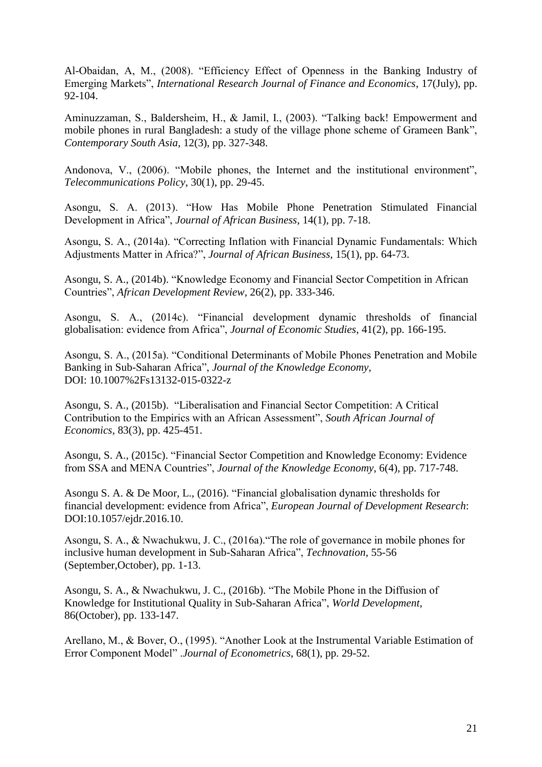Al-Obaidan, A, M., (2008). "Efficiency Effect of Openness in the Banking Industry of Emerging Markets", *International Research Journal of Finance and Economics*, 17(July), pp. 92-104.

Aminuzzaman, S., Baldersheim, H., & Jamil, I., (2003). "Talking back! Empowerment and mobile phones in rural Bangladesh: a study of the village phone scheme of Grameen Bank", *Contemporary South Asia*, 12(3), pp. 327-348.

Andonova, V., (2006). "Mobile phones, the Internet and the institutional environment", *Telecommunications Policy*, 30(1), pp. 29-45.

Asongu, S. A. (2013). "How Has Mobile Phone Penetration Stimulated Financial Development in Africa", *Journal of African Business*, 14(1), pp. 7-18.

Asongu, S. A., (2014a). "Correcting Inflation with Financial Dynamic Fundamentals: Which Adjustments Matter in Africa?", *Journal of African Business*, 15(1), pp. 64-73.

Asongu, S. A., (2014b). "Knowledge Economy and Financial Sector Competition in African Countries", *African Development Review*, 26(2), pp. 333-346.

Asongu, S. A., (2014c). "Financial development dynamic thresholds of financial globalisation: evidence from Africa", *Journal of Economic Studies*, 41(2), pp. 166-195.

Asongu, S. A., (2015a). "Conditional Determinants of Mobile Phones Penetration and Mobile Banking in Sub-Saharan Africa", *Journal of the Knowledge Economy*, DOI: 10.1007%2Fs13132-015-0322-z

Asongu, S. A., (2015b). "Liberalisation and Financial Sector Competition: A Critical Contribution to the Empirics with an African Assessment", *South African Journal of Economics*, 83(3), pp. 425-451.

Asongu, S. A., (2015c). "Financial Sector Competition and Knowledge Economy: Evidence from SSA and MENA Countries", *Journal of the Knowledge Economy*, 6(4), pp. 717-748.

Asongu S. A. & De Moor, L., (2016). "Financial globalisation dynamic thresholds for financial development: evidence from Africa", *European Journal of Development Research*: DOI:10.1057/ejdr.2016.10.

Asongu, S. A., & Nwachukwu, J. C., (2016a)."The role of governance in mobile phones for inclusive human development in Sub-Saharan Africa", *Technovation*, 55-56 (September,October), pp. 1-13.

Asongu, S. A., & Nwachukwu, J. C., (2016b). "The Mobile Phone in the Diffusion of Knowledge for Institutional Quality in Sub-Saharan Africa", *World Development*, 86(October), pp. 133-147.

Arellano, M., & Bover, O., (1995). "Another Look at the Instrumental Variable Estimation of Error Component Model" .*Journal of Econometrics*, 68(1), pp. 29-52.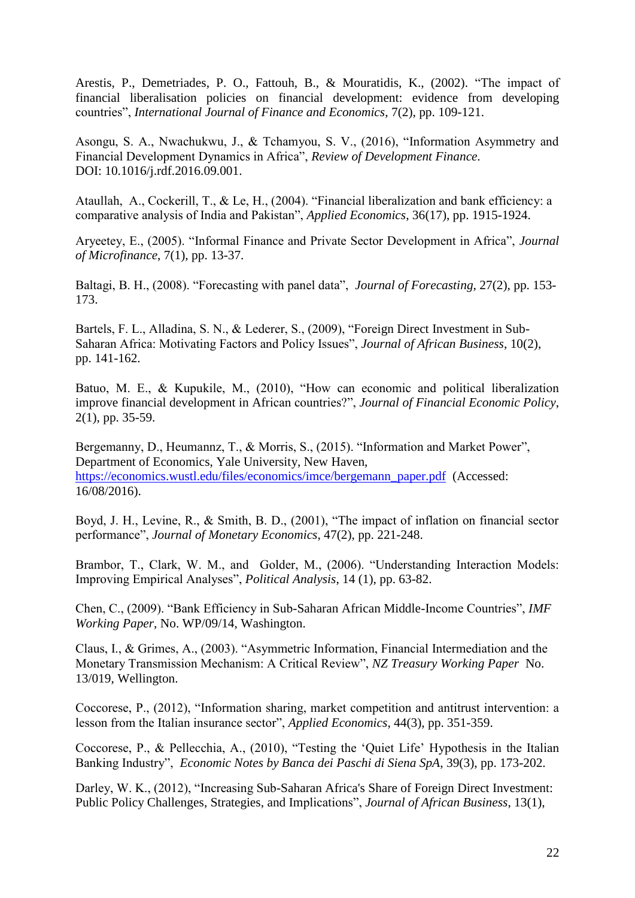Arestis, P., Demetriades, P. O., Fattouh, B., & Mouratidis, K., (2002). "The impact of financial liberalisation policies on financial development: evidence from developing countries", *International Journal of Finance and Economics*, 7(2), pp. 109-121.

Asongu, S. A., Nwachukwu, J., & Tchamyou, S. V., (2016), "Information Asymmetry and Financial Development Dynamics in Africa", *Review of Development Finance*. DOI: 10.1016/j.rdf.2016.09.001.

Ataullah, A., Cockerill, T., & Le, H., (2004). "Financial liberalization and bank efficiency: a comparative analysis of India and Pakistan", *Applied Economics*, 36(17), pp. 1915-1924.

Aryeetey, E., (2005). "Informal Finance and Private Sector Development in Africa", *Journal of Microfinance*, 7(1), pp. 13-37.

Baltagi, B. H., (2008). "Forecasting with panel data", *Journal of Forecasting*, 27(2), pp. 153-173.

Bartels, F. L., Alladina, S. N., & Lederer, S., (2009), "Foreign Direct Investment in Sub-Saharan Africa: Motivating Factors and Policy Issues", *Journal of African Business*, 10(2), pp. 141-162.

Batuo, M. E., & Kupukile, M., (2010), "How can economic and political liberalization improve financial development in African countries?", *Journal of Financial Economic Policy*, 2(1), pp. 35-59.

Bergemanny, D., Heumannz, T., & Morris, S., (2015). "Information and Market Power", Department of Economics, Yale University, New Haven, https://economics.wustl.edu/files/economics/imce/bergemann_paper.pdf (Accessed: 16/08/2016).

Boyd, J. H., Levine, R., & Smith, B. D., (2001), "The impact of inflation on financial sector performance", *Journal of Monetary Economics*, 47(2), pp. 221-248.

Brambor, T., Clark, W. M., and Golder, M., (2006). "Understanding Interaction Models: Improving Empirical Analyses", *Political Analysis*, 14 (1), pp. 63-82.

Chen, C., (2009). "Bank Efficiency in Sub-Saharan African Middle-Income Countries", *IMF Working Paper*, No. WP/09/14, Washington.

Claus, I., & Grimes, A., (2003). "Asymmetric Information, Financial Intermediation and the Monetary Transmission Mechanism: A Critical Review", *NZ Treasury Working Paper* No. 13/019, Wellington.

Coccorese, P., (2012), "Information sharing, market competition and antitrust intervention: a lesson from the Italian insurance sector", *Applied Economics*, 44(3), pp. 351-359.

Coccorese, P., & Pellecchia, A., (2010), "Testing the 'Quiet Life' Hypothesis in the Italian Banking Industry", *Economic Notes by Banca dei Paschi di Siena SpA*, 39(3), pp. 173-202.

Darley, W. K., (2012), "Increasing Sub-Saharan Africa's Share of Foreign Direct Investment: Public Policy Challenges, Strategies, and Implications", *Journal of African Business*, 13(1),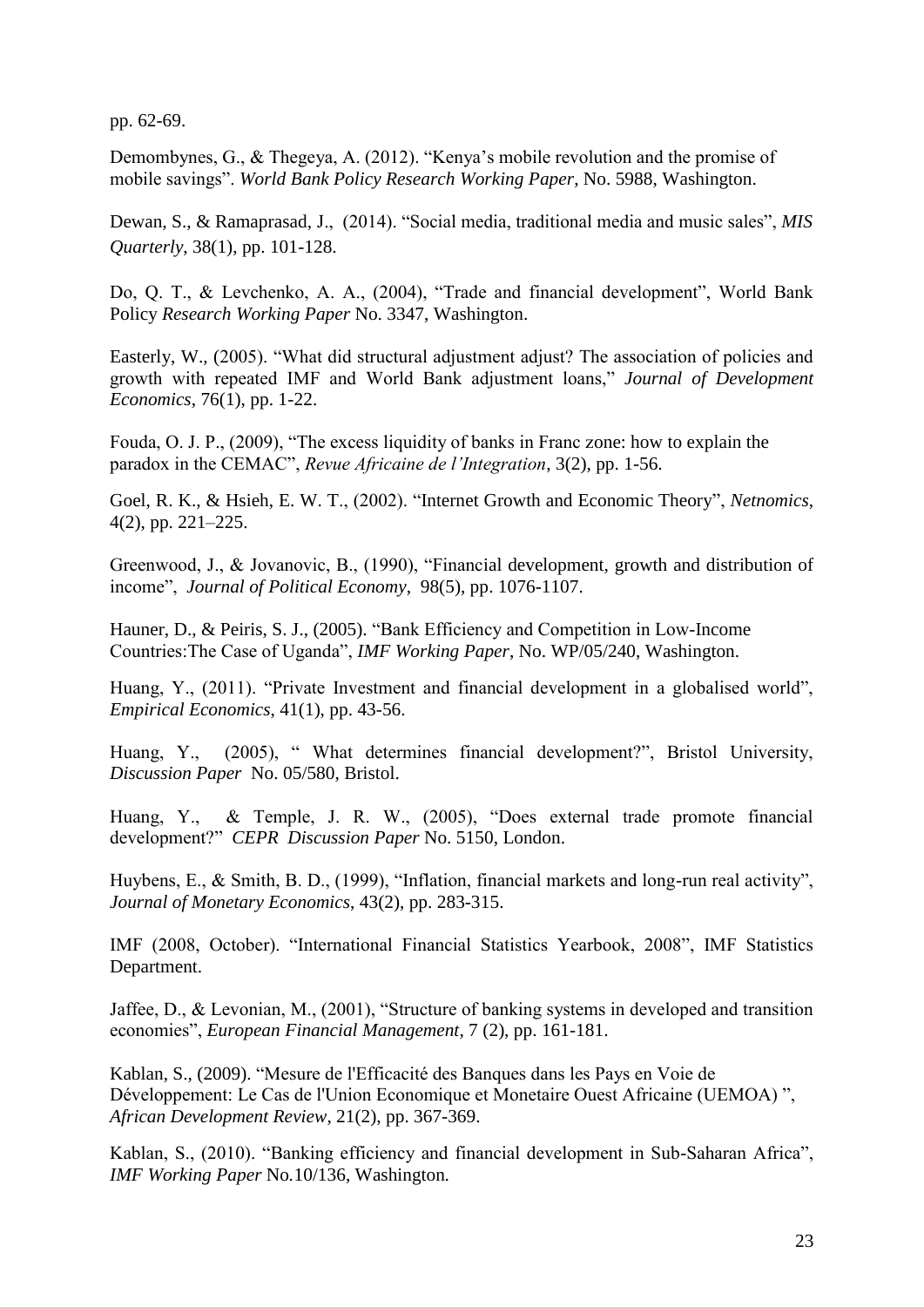pp. 62-69.

Demombynes, G., & Thegeya, A. (2012). "Kenya's mobile revolution and the promise of mobile savings". *World Bank Policy Research Working Paper*, No. 5988, Washington.

Dewan, S., & Ramaprasad, J., (2014). "Social media, traditional media and music sales", *MIS Quarterly*, 38(1), pp. 101-128.

Do, Q. T., & Levchenko, A. A., (2004), "Trade and financial development", World Bank Policy *Research Working Paper* No. 3347, Washington.

Easterly, W., (2005). "What did structural adjustment adjust? The association of policies and growth with repeated IMF and World Bank adjustment loans," *Journal of Development Economics*, 76(1), pp. 1-22.

Fouda, O. J. P., (2009), "The excess liquidity of banks in Franc zone: how to explain the paradox in the CEMAC", *Revue Africaine de l'Integration*, 3(2), pp. 1-56.

Goel, R. K., & Hsieh, E. W. T., (2002). "Internet Growth and Economic Theory", *Netnomics*, 4(2), pp. 221–225.

Greenwood, J., & Jovanovic, B., (1990), "Financial development, growth and distribution of income", *Journal of Political Economy*, 98(5), pp. 1076-1107.

Hauner, D., & Peiris, S. J., (2005). "Bank Efficiency and Competition in Low-Income Countries:The Case of Uganda", *IMF Working Paper*, No. WP/05/240, Washington.

Huang, Y., (2011). "Private Investment and financial development in a globalised world", *Empirical Economics*, 41(1), pp. 43-56.

Huang, Y., (2005), " What determines financial development?", Bristol University, *Discussion Paper* No. 05/580, Bristol.

Huang, Y., & Temple, J. R. W., (2005), "Does external trade promote financial development?" *CEPR Discussion Paper* No. 5150, London.

Huybens, E., & Smith, B. D., (1999), "Inflation, financial markets and long-run real activity", *Journal of Monetary Economics*, 43(2), pp. 283-315.

IMF (2008, October). "International Financial Statistics Yearbook, 2008", IMF Statistics Department.

Jaffee, D., & Levonian, M., (2001), "Structure of banking systems in developed and transition economies", *European Financial Management*, 7 (2), pp. 161-181.

Kablan, S., (2009). "Mesure de l'Efficacité des Banques dans les Pays en Voie de Développement: Le Cas de l'Union Economique et Monetaire Ouest Africaine (UEMOA) ", *African Development Review*, 21(2), pp. 367-369.

Kablan, S., (2010). "Banking efficiency and financial development in Sub-Saharan Africa", *IMF Working Paper* No.10/136, Washington.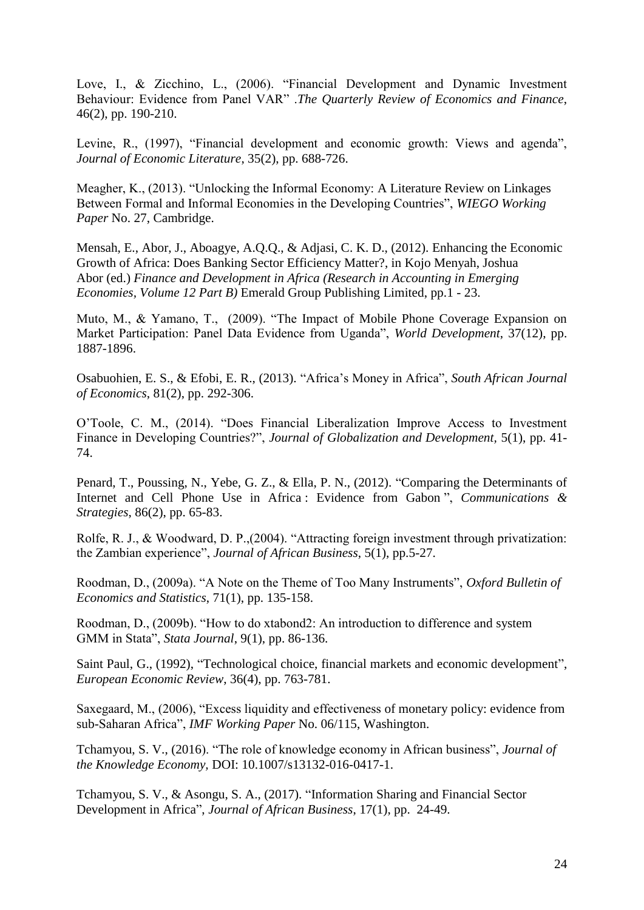Love, I., & Zicchino, L., (2006). "Financial Development and Dynamic Investment Behaviour: Evidence from Panel VAR" .*The Quarterly Review of Economics and Finance*, 46(2), pp. 190-210.

Levine, R., (1997), "Financial development and economic growth: Views and agenda", *Journal of Economic Literature*, 35(2), pp. 688-726.

Meagher, K., (2013). "Unlocking the Informal Economy: A Literature Review on Linkages Between Formal and Informal Economies in the Developing Countries", *WIEGO Working Paper* No. 27, Cambridge.

Mensah, E., Abor, J., Aboagye, A.Q.Q., & Adjasi, C. K. D., (2012). Enhancing the Economic Growth of Africa: Does Banking Sector Efficiency Matter?, in Kojo Menyah, Joshua Abor (ed.) *Finance and Development in Africa (Research in Accounting in Emerging Economies, Volume 12 Part B)* Emerald Group Publishing Limited, pp.1 - 23.

Muto, M., & Yamano, T., (2009). "The Impact of Mobile Phone Coverage Expansion on Market Participation: Panel Data Evidence from Uganda", *World Development*, 37(12), pp. 1887-1896.

Osabuohien, E. S., & Efobi, E. R., (2013). "Africa's Money in Africa", *South African Journal of Economics*, 81(2), pp. 292-306.

O'Toole, C. M., (2014). "Does Financial Liberalization Improve Access to Investment Finance in Developing Countries?", *Journal of Globalization and Development*, 5(1), pp. 41-74.

Penard, T., Poussing, N., Yebe, G. Z., & Ella, P. N., (2012). "Comparing the Determinants of Internet and Cell Phone Use in Africa : Evidence from Gabon ", *Communications & Strategies*, 86(2), pp. 65-83.

Rolfe, R. J., & Woodward, D. P.,(2004). "Attracting foreign investment through privatization: the Zambian experience", *Journal of African Business*, 5(1), pp.5-27.

Roodman, D., (2009a). "A Note on the Theme of Too Many Instruments", *Oxford Bulletin of Economics and Statistics*, 71(1), pp. 135-158.

Roodman, D., (2009b). "How to do xtabond2: An introduction to difference and system GMM in Stata", *Stata Journal*, 9(1), pp. 86-136.

Saint Paul, G., (1992), "Technological choice, financial markets and economic development", *European Economic Review*, 36(4), pp. 763-781.

Saxegaard, M., (2006), "Excess liquidity and effectiveness of monetary policy: evidence from sub-Saharan Africa", *IMF Working Paper* No. 06/115, Washington.

Tchamyou, S. V., (2016). "The role of knowledge economy in African business", *Journal of the Knowledge Economy,* DOI: 10.1007/s13132-016-0417-1.

Tchamyou, S. V., & Asongu, S. A., (2017). "Information Sharing and Financial Sector Development in Africa", *Journal of African Business*, 17(1), pp. 24-49.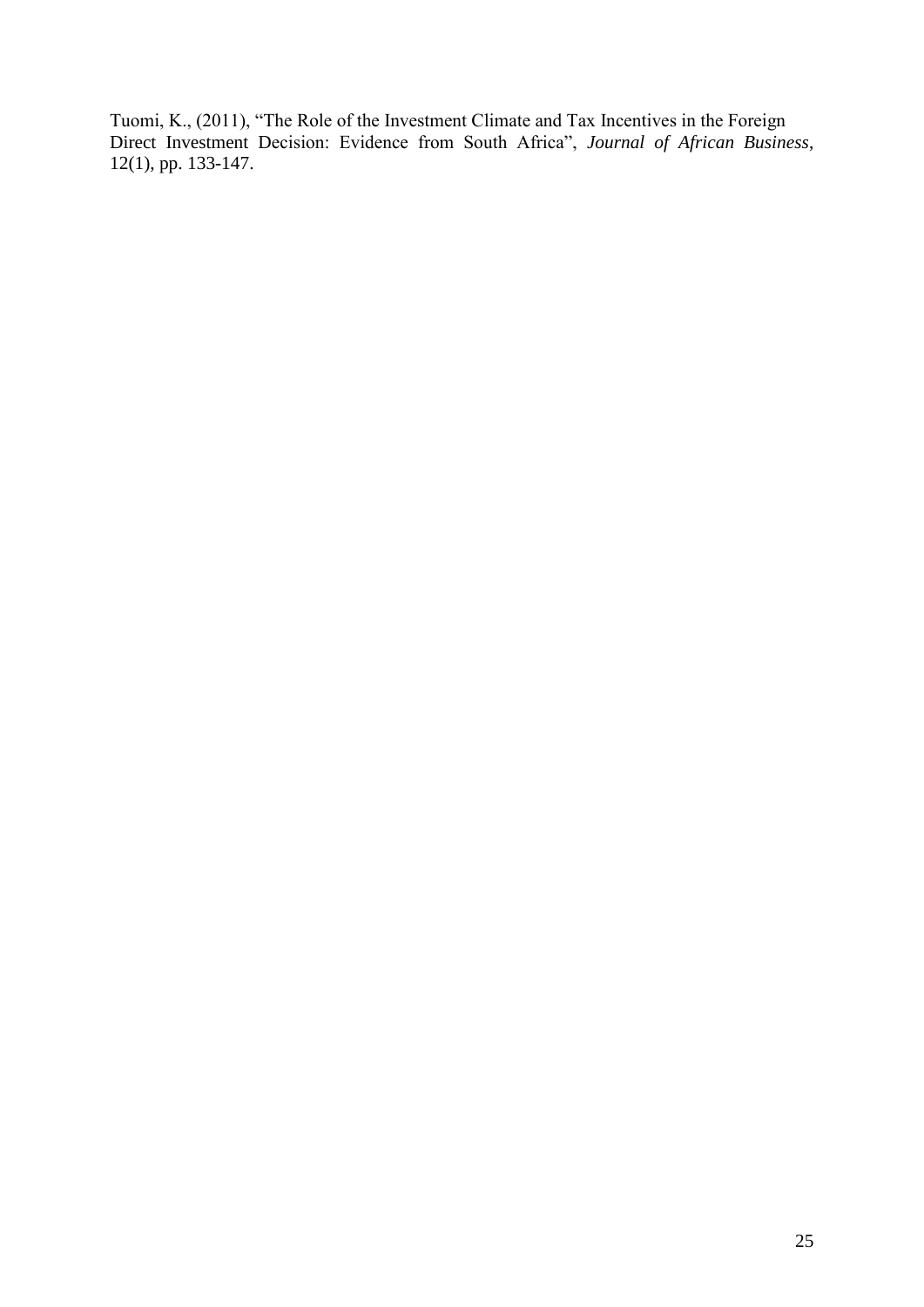Tuomi, K., (2011), "The Role of the Investment Climate and Tax Incentives in the Foreign Direct Investment Decision: Evidence from South Africa", *Journal of African Business*, 12(1), pp. 133-147.